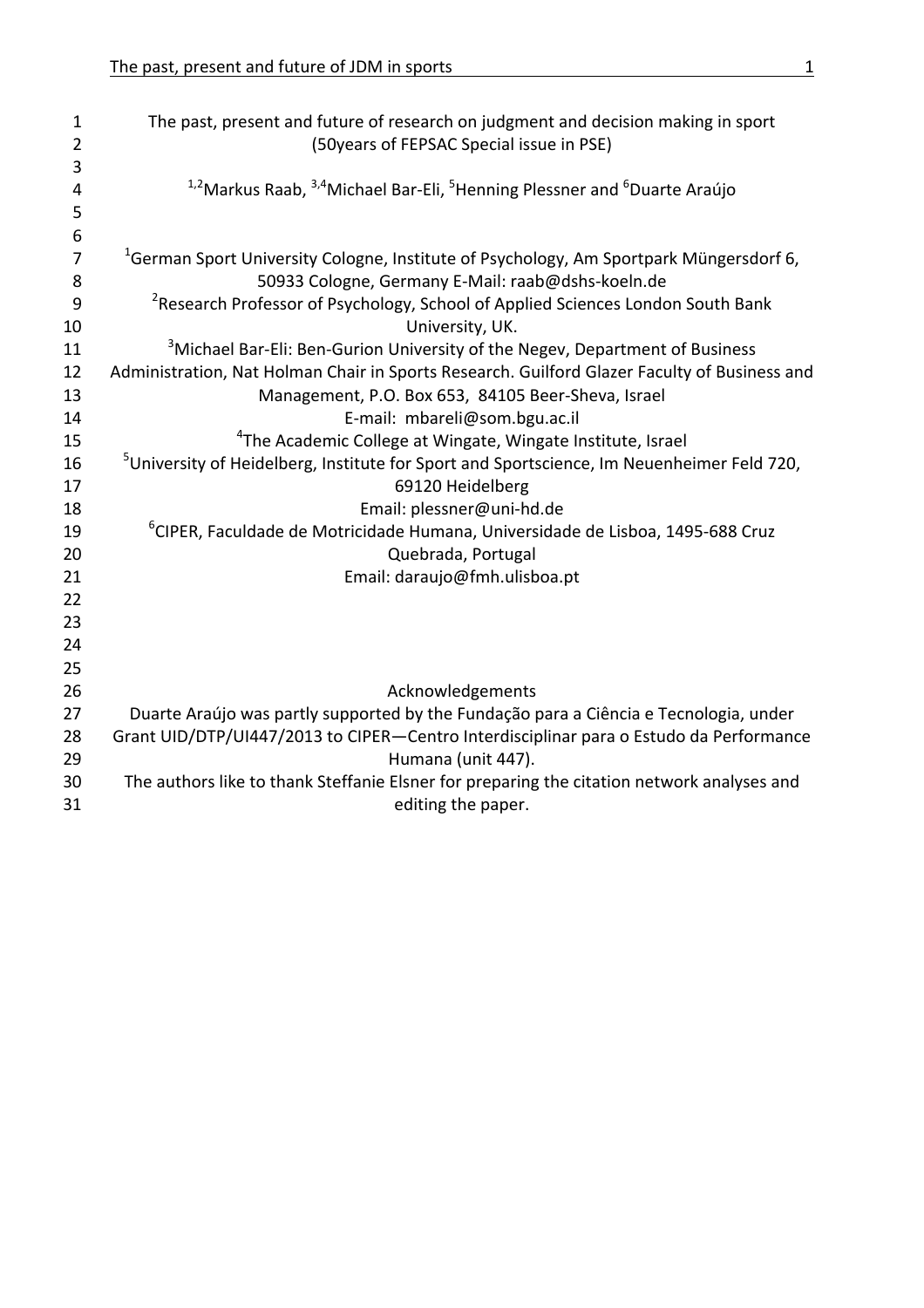# The past, present and future of research on judgment and decision making in sport

(50years of FEPSAC Special issue in PSE)

[1,2]Markus Raab, [3,4]Michael Bar-Eli, [5]Henning Plessner and [6]Duarte Araújo

[1]German Sport University Cologne, Institute of Psychology, Am Sportpark Müngersdorf 6, 50933 Cologne, Germany E-Mail: raab@dshs-koeln.de

[2]Research Professor of Psychology, School of Applied Sciences London South Bank University, UK.

[3]Michael Bar-Eli: Ben-Gurion University of the Negev, Department of Business Administration, Nat Holman Chair in Sports Research. Guilford Glazer Faculty of Business and Management, P.O. Box 653, 84105 Beer-Sheva, Israel

E-mail: mbareli@som.bgu.ac.il

[4]The Academic College at Wingate, Wingate Institute, Israel

[5]University of Heidelberg, Institute for Sport and Sportscience, Im Neuenheimer Feld 720, 69120 Heidelberg

Email: plessner@uni-hd.de

[6]CIPER, Faculdade de Motricidade Humana, Universidade de Lisboa, 1495-688 Cruz Quebrada, Portugal

Email: daraujo@fmh.ulisboa.pt

## Acknowledgements

Duarte Araújo was partly supported by the Fundação para a Ciência e Tecnologia, under Grant UID/DTP/UI447/2013 to CIPER—Centro Interdisciplinar para o Estudo da Performance Humana (unit 447).

The authors like to thank Steffanie Elsner for preparing the citation network analyses and editing the paper.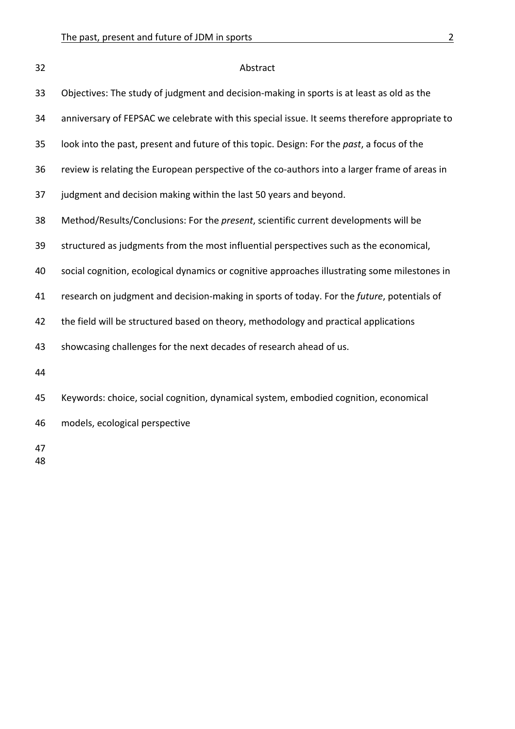## Abstract

Objectives: The study of judgment and decision-making in sports is at least as old as the anniversary of FEPSAC we celebrate with this special issue. It seems therefore appropriate to look into the past, present and future of this topic. Design: For the *past*, a focus of the review is relating the European perspective of the co-authors into a larger frame of areas in judgment and decision making within the last 50 years and beyond.

Method/Results/Conclusions: For the *present*, scientific current developments will be structured as judgments from the most influential perspectives such as the economical, social cognition, ecological dynamics or cognitive approaches illustrating some milestones in research on judgment and decision-making in sports of today. For the *future*, potentials of the field will be structured based on theory, methodology and practical applications showcasing challenges for the next decades of research ahead of us.

Keywords: choice, social cognition, dynamical system, embodied cognition, economical models, ecological perspective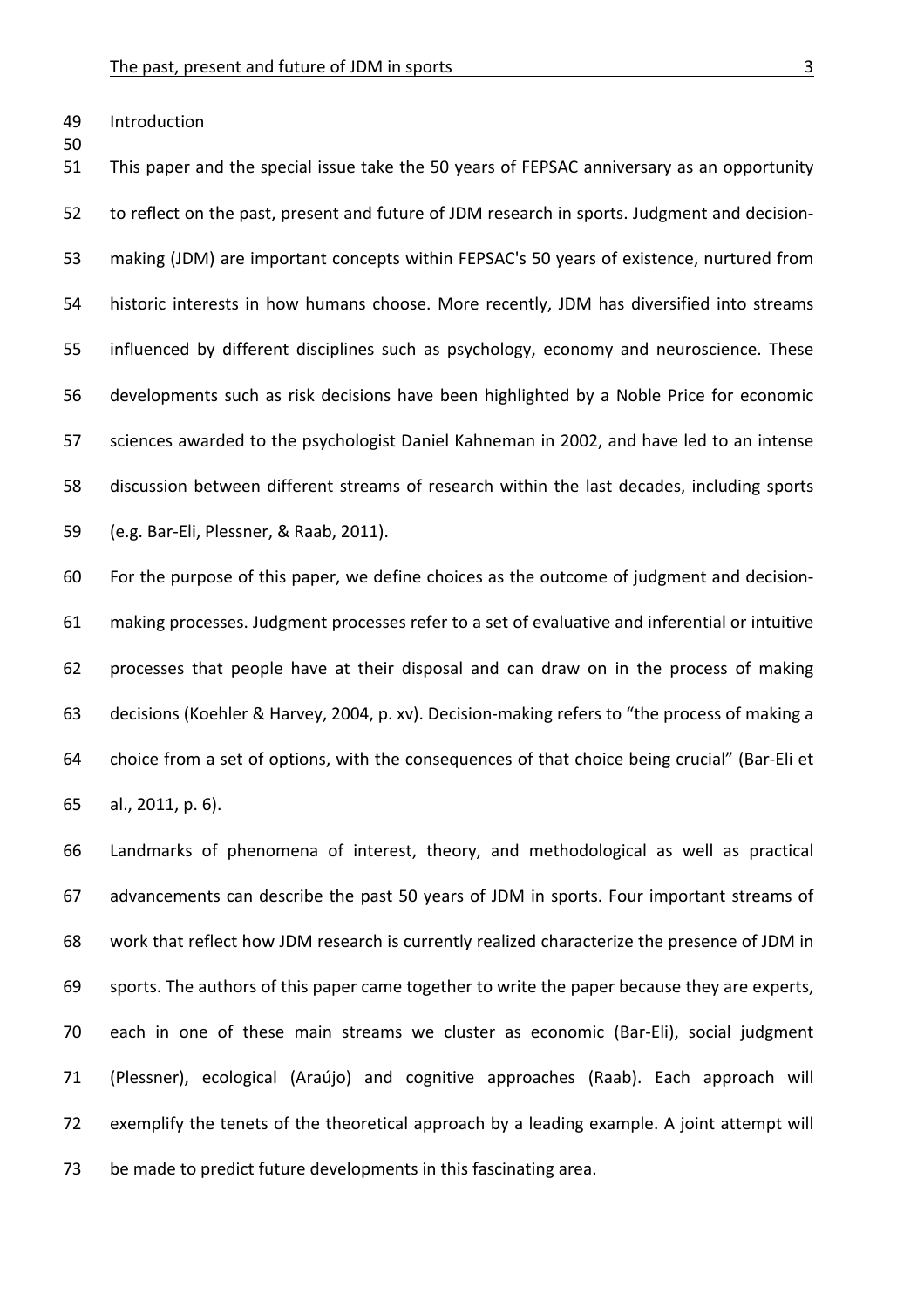## Introduction

This paper and the special issue take the 50 years of FEPSAC anniversary as an opportunity to reflect on the past, present and future of JDM research in sports. Judgment and decision-making (JDM) are important concepts within FEPSAC's 50 years of existence, nurtured from historic interests in how humans choose. More recently, JDM has diversified into streams influenced by different disciplines such as psychology, economy and neuroscience. These developments such as risk decisions have been highlighted by a Noble Price for economic sciences awarded to the psychologist Daniel Kahneman in 2002, and have led to an intense discussion between different streams of research within the last decades, including sports (e.g. Bar-Eli, Plessner, & Raab, 2011).

For the purpose of this paper, we define choices as the outcome of judgment and decision-making processes. Judgment processes refer to a set of evaluative and inferential or intuitive processes that people have at their disposal and can draw on in the process of making decisions (Koehler & Harvey, 2004, p. xv). Decision-making refers to “the process of making a choice from a set of options, with the consequences of that choice being crucial” (Bar-Eli et al., 2011, p. 6).

Landmarks of phenomena of interest, theory, and methodological as well as practical advancements can describe the past 50 years of JDM in sports. Four important streams of work that reflect how JDM research is currently realized characterize the presence of JDM in sports. The authors of this paper came together to write the paper because they are experts, each in one of these main streams we cluster as economic (Bar-Eli), social judgment (Plessner), ecological (Araújo) and cognitive approaches (Raab). Each approach will exemplify the tenets of the theoretical approach by a leading example. A joint attempt will be made to predict future developments in this fascinating area.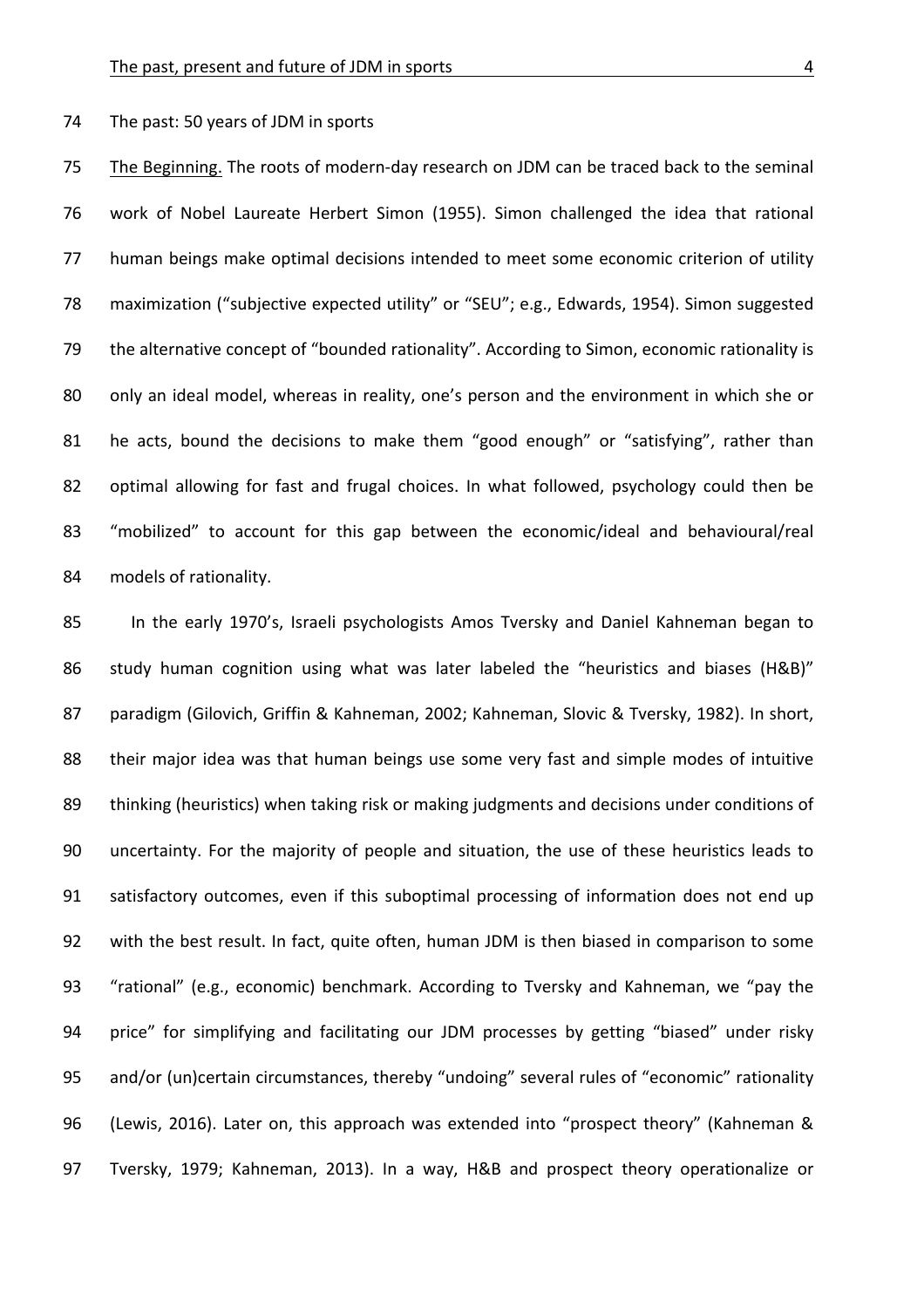The past: 50 years of JDM in sports

The Beginning. The roots of modern-day research on JDM can be traced back to the seminal work of Nobel Laureate Herbert Simon (1955). Simon challenged the idea that rational human beings make optimal decisions intended to meet some economic criterion of utility maximization ("subjective expected utility" or "SEU"; e.g., Edwards, 1954). Simon suggested the alternative concept of "bounded rationality". According to Simon, economic rationality is only an ideal model, whereas in reality, one's person and the environment in which she or he acts, bound the decisions to make them "good enough" or "satisfying", rather than optimal allowing for fast and frugal choices. In what followed, psychology could then be "mobilized" to account for this gap between the economic/ideal and behavioural/real models of rationality.

In the early 1970's, Israeli psychologists Amos Tversky and Daniel Kahneman began to study human cognition using what was later labeled the "heuristics and biases (H&B)" paradigm (Gilovich, Griffin & Kahneman, 2002; Kahneman, Slovic & Tversky, 1982). In short, their major idea was that human beings use some very fast and simple modes of intuitive thinking (heuristics) when taking risk or making judgments and decisions under conditions of uncertainty. For the majority of people and situation, the use of these heuristics leads to satisfactory outcomes, even if this suboptimal processing of information does not end up with the best result. In fact, quite often, human JDM is then biased in comparison to some "rational" (e.g., economic) benchmark. According to Tversky and Kahneman, we "pay the price" for simplifying and facilitating our JDM processes by getting "biased" under risky and/or (un)certain circumstances, thereby "undoing" several rules of "economic" rationality (Lewis, 2016). Later on, this approach was extended into "prospect theory" (Kahneman & Tversky, 1979; Kahneman, 2013). In a way, H&B and prospect theory operationalize or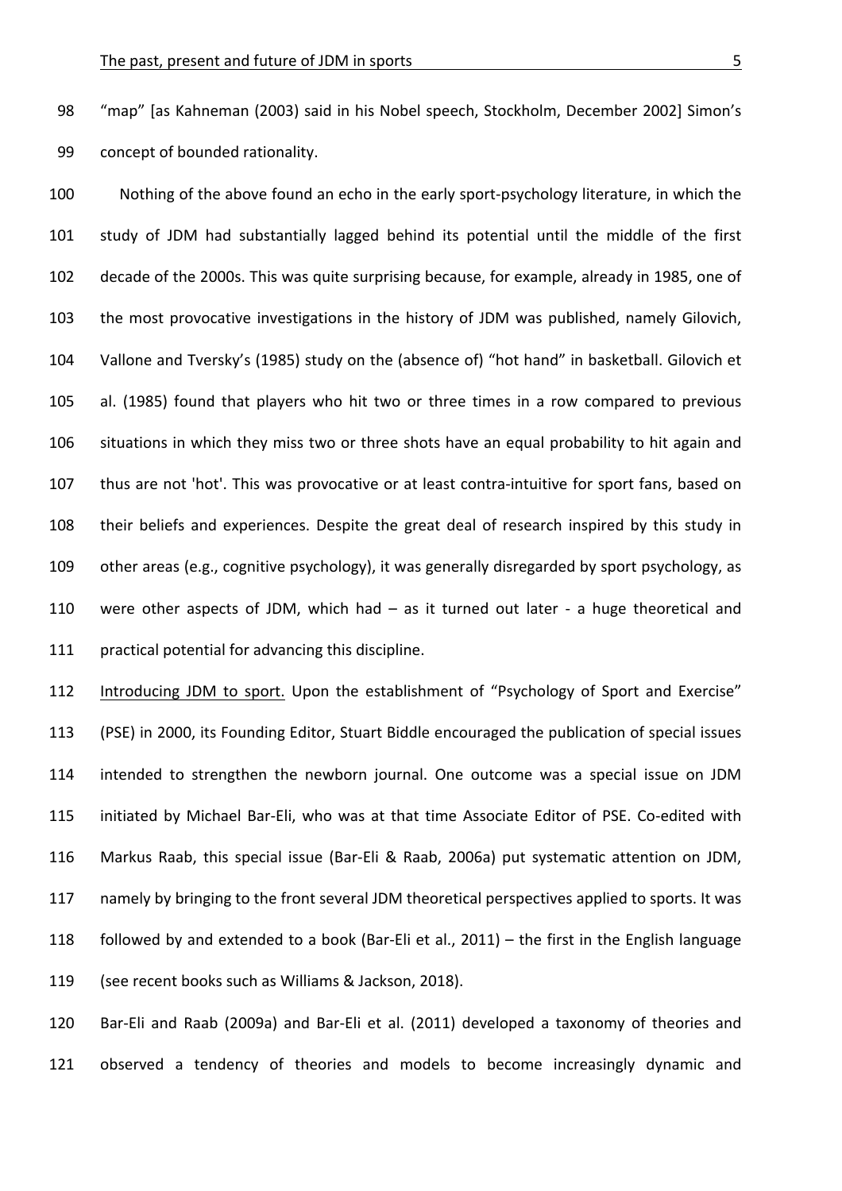"map" [as Kahneman (2003) said in his Nobel speech, Stockholm, December 2002] Simon's concept of bounded rationality.

Nothing of the above found an echo in the early sport-psychology literature, in which the study of JDM had substantially lagged behind its potential until the middle of the first decade of the 2000s. This was quite surprising because, for example, already in 1985, one of the most provocative investigations in the history of JDM was published, namely Gilovich, Vallone and Tversky's (1985) study on the (absence of) "hot hand" in basketball. Gilovich et al. (1985) found that players who hit two or three times in a row compared to previous situations in which they miss two or three shots have an equal probability to hit again and thus are not 'hot'. This was provocative or at least contra-intuitive for sport fans, based on their beliefs and experiences. Despite the great deal of research inspired by this study in other areas (e.g., cognitive psychology), it was generally disregarded by sport psychology, as were other aspects of JDM, which had – as it turned out later - a huge theoretical and practical potential for advancing this discipline.

<u>Introducing JDM to sport.</u> Upon the establishment of "Psychology of Sport and Exercise" (PSE) in 2000, its Founding Editor, Stuart Biddle encouraged the publication of special issues intended to strengthen the newborn journal. One outcome was a special issue on JDM initiated by Michael Bar-Eli, who was at that time Associate Editor of PSE. Co-edited with Markus Raab, this special issue (Bar-Eli & Raab, 2006a) put systematic attention on JDM, namely by bringing to the front several JDM theoretical perspectives applied to sports. It was followed by and extended to a book (Bar-Eli et al., 2011) – the first in the English language (see recent books such as Williams & Jackson, 2018).

Bar-Eli and Raab (2009a) and Bar-Eli et al. (2011) developed a taxonomy of theories and observed a tendency of theories and models to become increasingly dynamic and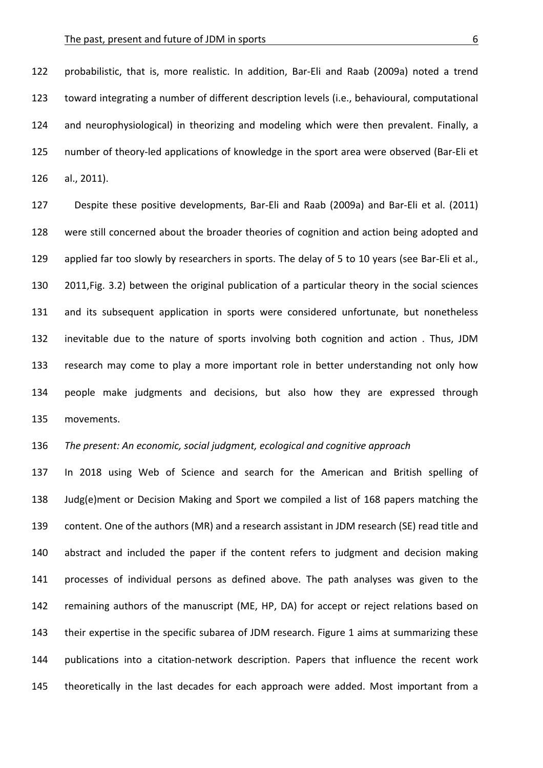probabilistic, that is, more realistic. In addition, Bar-Eli and Raab (2009a) noted a trend toward integrating a number of different description levels (i.e., behavioural, computational and neurophysiological) in theorizing and modeling which were then prevalent. Finally, a number of theory-led applications of knowledge in the sport area were observed (Bar-Eli et al., 2011).

Despite these positive developments, Bar-Eli and Raab (2009a) and Bar-Eli et al. (2011) were still concerned about the broader theories of cognition and action being adopted and applied far too slowly by researchers in sports. The delay of 5 to 10 years (see Bar-Eli et al., 2011,Fig. 3.2) between the original publication of a particular theory in the social sciences and its subsequent application in sports were considered unfortunate, but nonetheless inevitable due to the nature of sports involving both cognition and action . Thus, JDM research may come to play a more important role in better understanding not only how people make judgments and decisions, but also how they are expressed through movements.

*The present: An economic, social judgment, ecological and cognitive approach*

In 2018 using Web of Science and search for the American and British spelling of Judg(e)ment or Decision Making and Sport we compiled a list of 168 papers matching the content. One of the authors (MR) and a research assistant in JDM research (SE) read title and abstract and included the paper if the content refers to judgment and decision making processes of individual persons as defined above. The path analyses was given to the remaining authors of the manuscript (ME, HP, DA) for accept or reject relations based on their expertise in the specific subarea of JDM research. Figure 1 aims at summarizing these publications into a citation-network description. Papers that influence the recent work theoretically in the last decades for each approach were added. Most important from a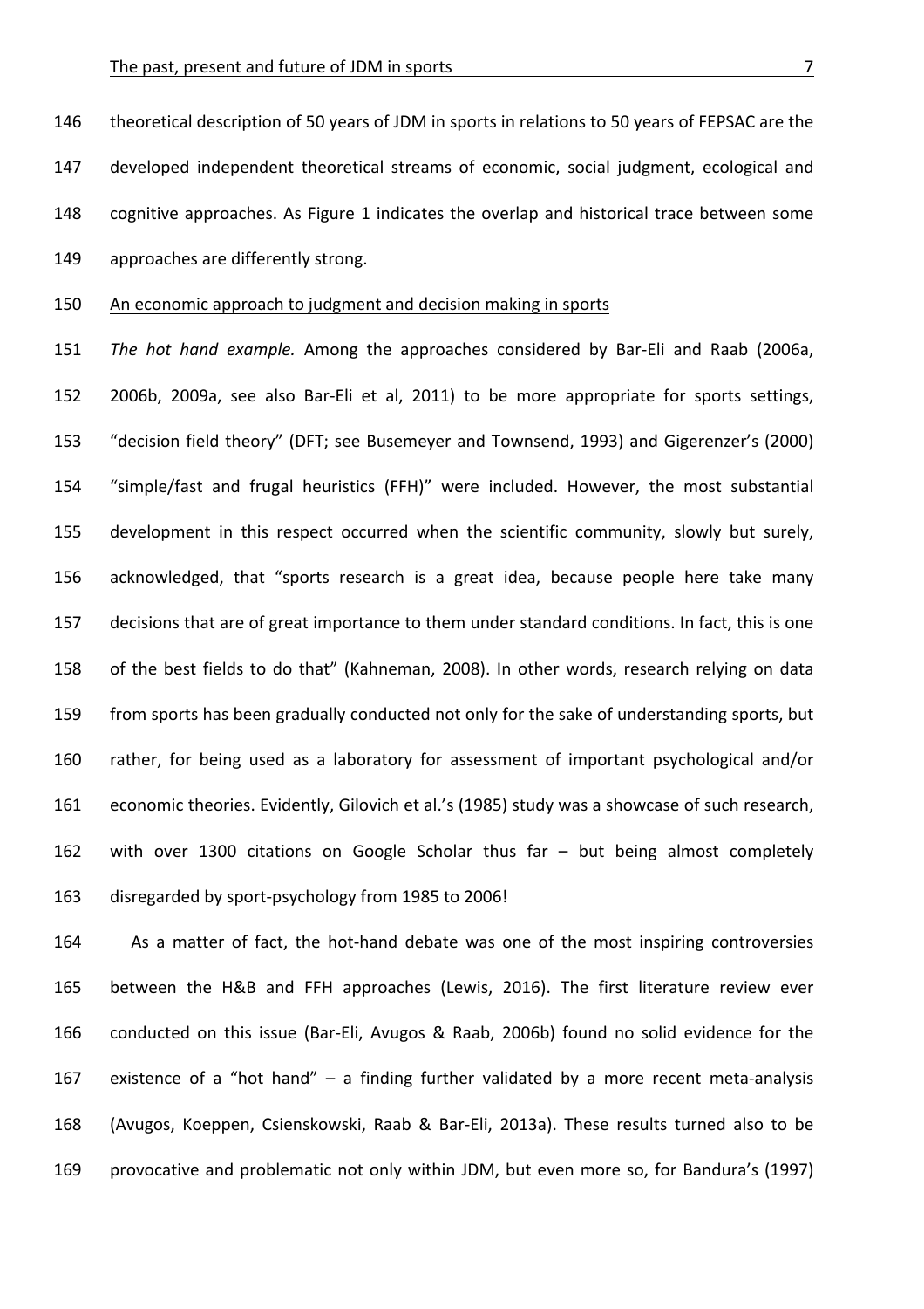theoretical description of 50 years of JDM in sports in relations to 50 years of FEPSAC are the developed independent theoretical streams of economic, social judgment, ecological and cognitive approaches. As Figure 1 indicates the overlap and historical trace between some approaches are differently strong.

## An economic approach to judgment and decision making in sports

*The hot hand example.* Among the approaches considered by Bar-Eli and Raab (2006a, 2006b, 2009a, see also Bar-Eli et al, 2011) to be more appropriate for sports settings, "decision field theory" (DFT; see Busemeyer and Townsend, 1993) and Gigerenzer's (2000) "simple/fast and frugal heuristics (FFH)" were included. However, the most substantial development in this respect occurred when the scientific community, slowly but surely, acknowledged, that "sports research is a great idea, because people here take many decisions that are of great importance to them under standard conditions. In fact, this is one of the best fields to do that" (Kahneman, 2008). In other words, research relying on data from sports has been gradually conducted not only for the sake of understanding sports, but rather, for being used as a laboratory for assessment of important psychological and/or economic theories. Evidently, Gilovich et al.'s (1985) study was a showcase of such research, with over 1300 citations on Google Scholar thus far – but being almost completely disregarded by sport-psychology from 1985 to 2006!

As a matter of fact, the hot-hand debate was one of the most inspiring controversies between the H&B and FFH approaches (Lewis, 2016). The first literature review ever conducted on this issue (Bar-Eli, Avugos & Raab, 2006b) found no solid evidence for the existence of a "hot hand" – a finding further validated by a more recent meta-analysis (Avugos, Koeppen, Csienskowski, Raab & Bar-Eli, 2013a). These results turned also to be provocative and problematic not only within JDM, but even more so, for Bandura's (1997)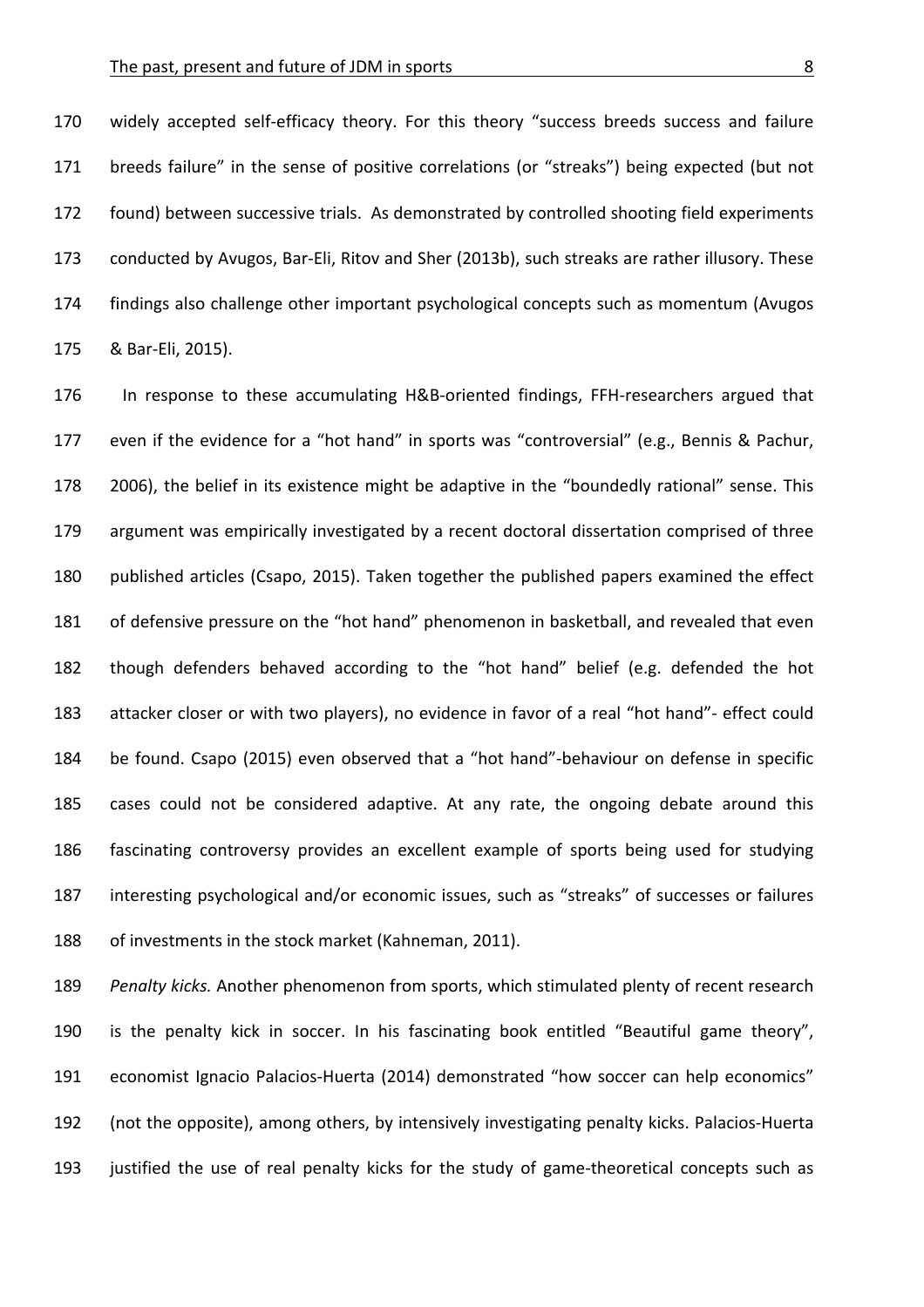widely accepted self-efficacy theory. For this theory "success breeds success and failure breeds failure" in the sense of positive correlations (or "streaks") being expected (but not found) between successive trials. As demonstrated by controlled shooting field experiments conducted by Avugos, Bar-Eli, Ritov and Sher (2013b), such streaks are rather illusory. These findings also challenge other important psychological concepts such as momentum (Avugos & Bar-Eli, 2015).

In response to these accumulating H&B-oriented findings, FFH-researchers argued that even if the evidence for a "hot hand" in sports was "controversial" (e.g., Bennis & Pachur, 2006), the belief in its existence might be adaptive in the "boundedly rational" sense. This argument was empirically investigated by a recent doctoral dissertation comprised of three published articles (Csapo, 2015). Taken together the published papers examined the effect of defensive pressure on the "hot hand" phenomenon in basketball, and revealed that even though defenders behaved according to the "hot hand" belief (e.g. defended the hot attacker closer or with two players), no evidence in favor of a real "hot hand"- effect could be found. Csapo (2015) even observed that a "hot hand"-behaviour on defense in specific cases could not be considered adaptive. At any rate, the ongoing debate around this fascinating controversy provides an excellent example of sports being used for studying interesting psychological and/or economic issues, such as "streaks" of successes or failures of investments in the stock market (Kahneman, 2011).

*Penalty kicks.* Another phenomenon from sports, which stimulated plenty of recent research is the penalty kick in soccer. In his fascinating book entitled "Beautiful game theory", economist Ignacio Palacios-Huerta (2014) demonstrated "how soccer can help economics" (not the opposite), among others, by intensively investigating penalty kicks. Palacios-Huerta justified the use of real penalty kicks for the study of game-theoretical concepts such as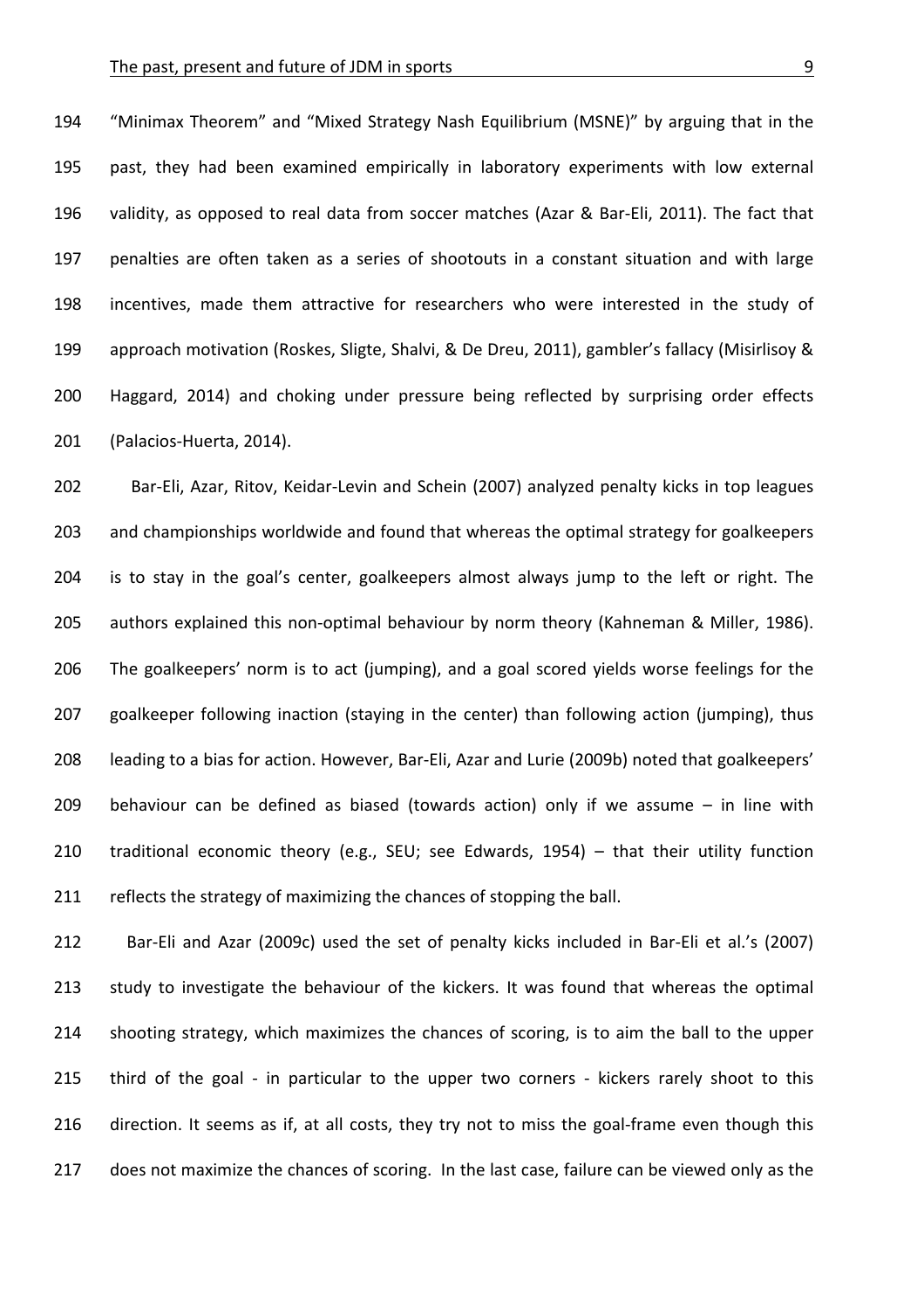"Minimax Theorem" and "Mixed Strategy Nash Equilibrium (MSNE)" by arguing that in the past, they had been examined empirically in laboratory experiments with low external validity, as opposed to real data from soccer matches (Azar & Bar-Eli, 2011). The fact that penalties are often taken as a series of shootouts in a constant situation and with large incentives, made them attractive for researchers who were interested in the study of approach motivation (Roskes, Sligte, Shalvi, & De Dreu, 2011), gambler's fallacy (Misirlisoy & Haggard, 2014) and choking under pressure being reflected by surprising order effects (Palacios-Huerta, 2014).

Bar-Eli, Azar, Ritov, Keidar-Levin and Schein (2007) analyzed penalty kicks in top leagues and championships worldwide and found that whereas the optimal strategy for goalkeepers is to stay in the goal's center, goalkeepers almost always jump to the left or right. The authors explained this non-optimal behaviour by norm theory (Kahneman & Miller, 1986). The goalkeepers' norm is to act (jumping), and a goal scored yields worse feelings for the goalkeeper following inaction (staying in the center) than following action (jumping), thus leading to a bias for action. However, Bar-Eli, Azar and Lurie (2009b) noted that goalkeepers' behaviour can be defined as biased (towards action) only if we assume – in line with traditional economic theory (e.g., SEU; see Edwards, 1954) – that their utility function reflects the strategy of maximizing the chances of stopping the ball.

Bar-Eli and Azar (2009c) used the set of penalty kicks included in Bar-Eli et al.'s (2007) study to investigate the behaviour of the kickers. It was found that whereas the optimal shooting strategy, which maximizes the chances of scoring, is to aim the ball to the upper third of the goal - in particular to the upper two corners - kickers rarely shoot to this direction. It seems as if, at all costs, they try not to miss the goal-frame even though this does not maximize the chances of scoring. In the last case, failure can be viewed only as the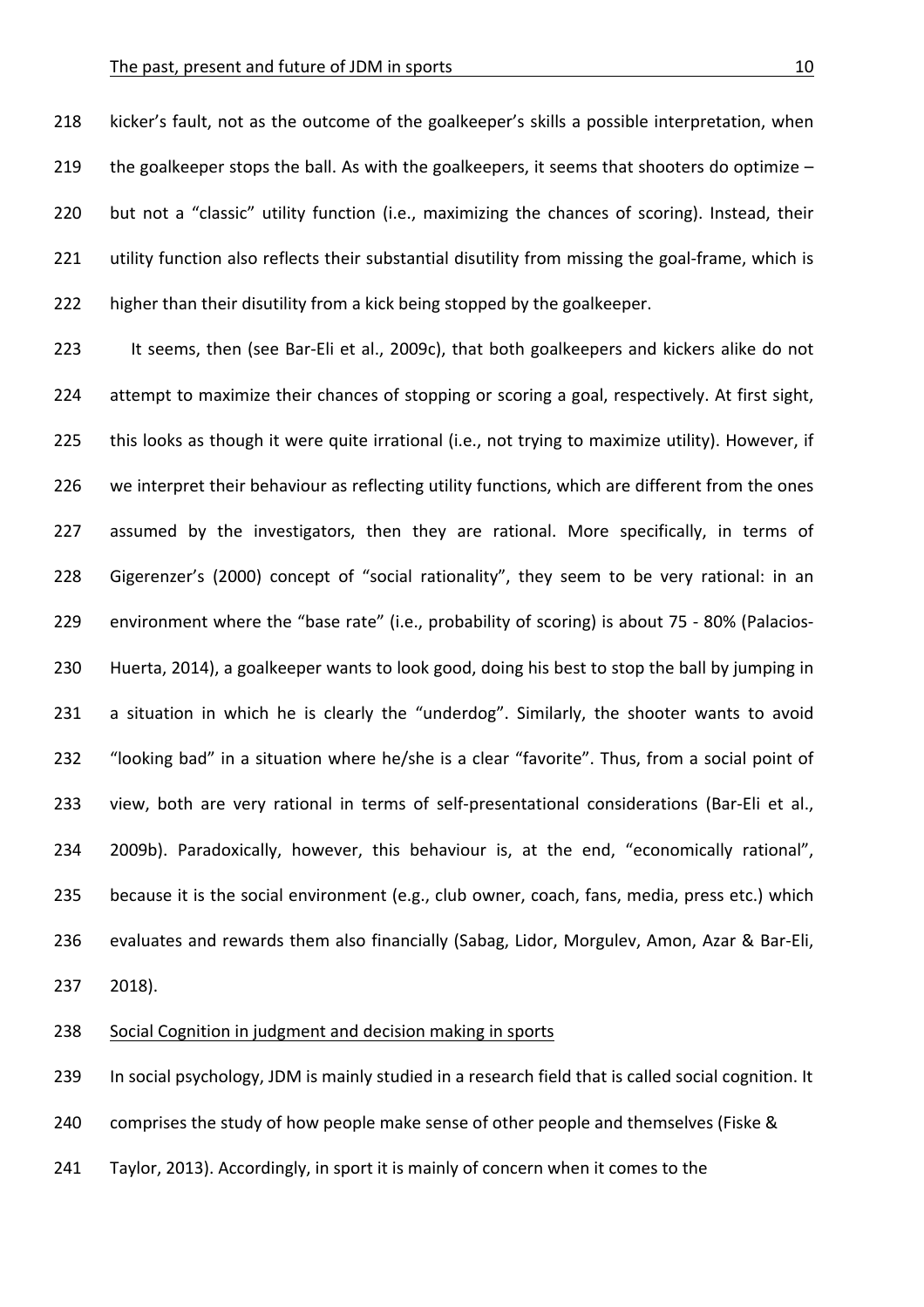kicker's fault, not as the outcome of the goalkeeper's skills a possible interpretation, when the goalkeeper stops the ball. As with the goalkeepers, it seems that shooters do optimize – but not a "classic" utility function (i.e., maximizing the chances of scoring). Instead, their utility function also reflects their substantial disutility from missing the goal-frame, which is higher than their disutility from a kick being stopped by the goalkeeper.

It seems, then (see Bar-Eli et al., 2009c), that both goalkeepers and kickers alike do not attempt to maximize their chances of stopping or scoring a goal, respectively. At first sight, this looks as though it were quite irrational (i.e., not trying to maximize utility). However, if we interpret their behaviour as reflecting utility functions, which are different from the ones assumed by the investigators, then they are rational. More specifically, in terms of Gigerenzer's (2000) concept of "social rationality", they seem to be very rational: in an environment where the "base rate" (i.e., probability of scoring) is about 75 - 80% (Palacios-Huerta, 2014), a goalkeeper wants to look good, doing his best to stop the ball by jumping in a situation in which he is clearly the "underdog". Similarly, the shooter wants to avoid "looking bad" in a situation where he/she is a clear "favorite". Thus, from a social point of view, both are very rational in terms of self-presentational considerations (Bar-Eli et al., 2009b). Paradoxically, however, this behaviour is, at the end, "economically rational", because it is the social environment (e.g., club owner, coach, fans, media, press etc.) which evaluates and rewards them also financially (Sabag, Lidor, Morgulev, Amon, Azar & Bar-Eli, 2018).

## Social Cognition in judgment and decision making in sports

In social psychology, JDM is mainly studied in a research field that is called social cognition. It comprises the study of how people make sense of other people and themselves (Fiske & Taylor, 2013). Accordingly, in sport it is mainly of concern when it comes to the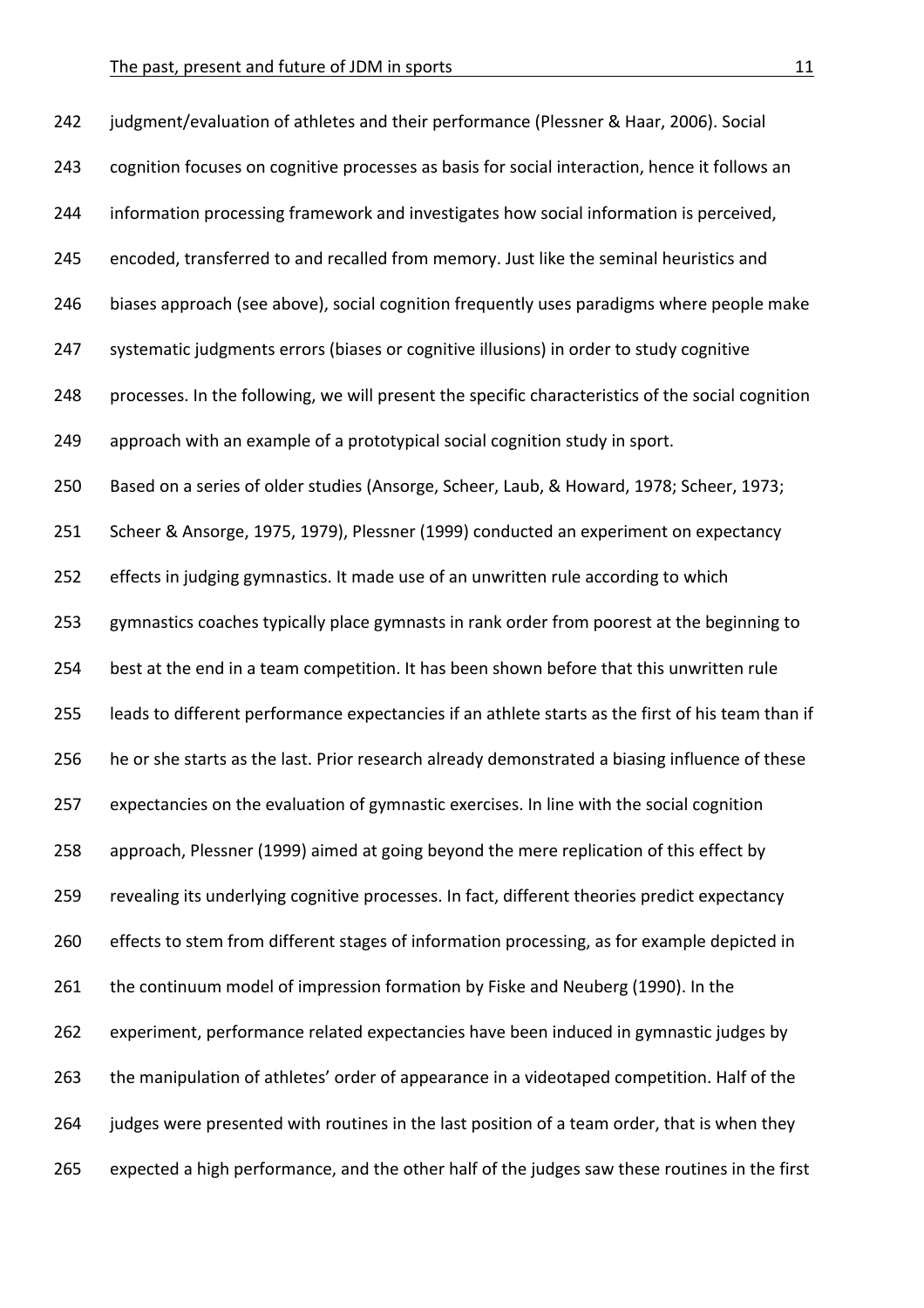judgment/evaluation of athletes and their performance (Plessner & Haar, 2006). Social cognition focuses on cognitive processes as basis for social interaction, hence it follows an information processing framework and investigates how social information is perceived, encoded, transferred to and recalled from memory. Just like the seminal heuristics and biases approach (see above), social cognition frequently uses paradigms where people make systematic judgments errors (biases or cognitive illusions) in order to study cognitive processes. In the following, we will present the specific characteristics of the social cognition approach with an example of a prototypical social cognition study in sport.

Based on a series of older studies (Ansorge, Scheer, Laub, & Howard, 1978; Scheer, 1973; Scheer & Ansorge, 1975, 1979), Plessner (1999) conducted an experiment on expectancy effects in judging gymnastics. It made use of an unwritten rule according to which gymnastics coaches typically place gymnasts in rank order from poorest at the beginning to best at the end in a team competition. It has been shown before that this unwritten rule leads to different performance expectancies if an athlete starts as the first of his team than if he or she starts as the last. Prior research already demonstrated a biasing influence of these expectancies on the evaluation of gymnastic exercises. In line with the social cognition approach, Plessner (1999) aimed at going beyond the mere replication of this effect by revealing its underlying cognitive processes. In fact, different theories predict expectancy effects to stem from different stages of information processing, as for example depicted in the continuum model of impression formation by Fiske and Neuberg (1990). In the experiment, performance related expectancies have been induced in gymnastic judges by the manipulation of athletes' order of appearance in a videotaped competition. Half of the judges were presented with routines in the last position of a team order, that is when they expected a high performance, and the other half of the judges saw these routines in the first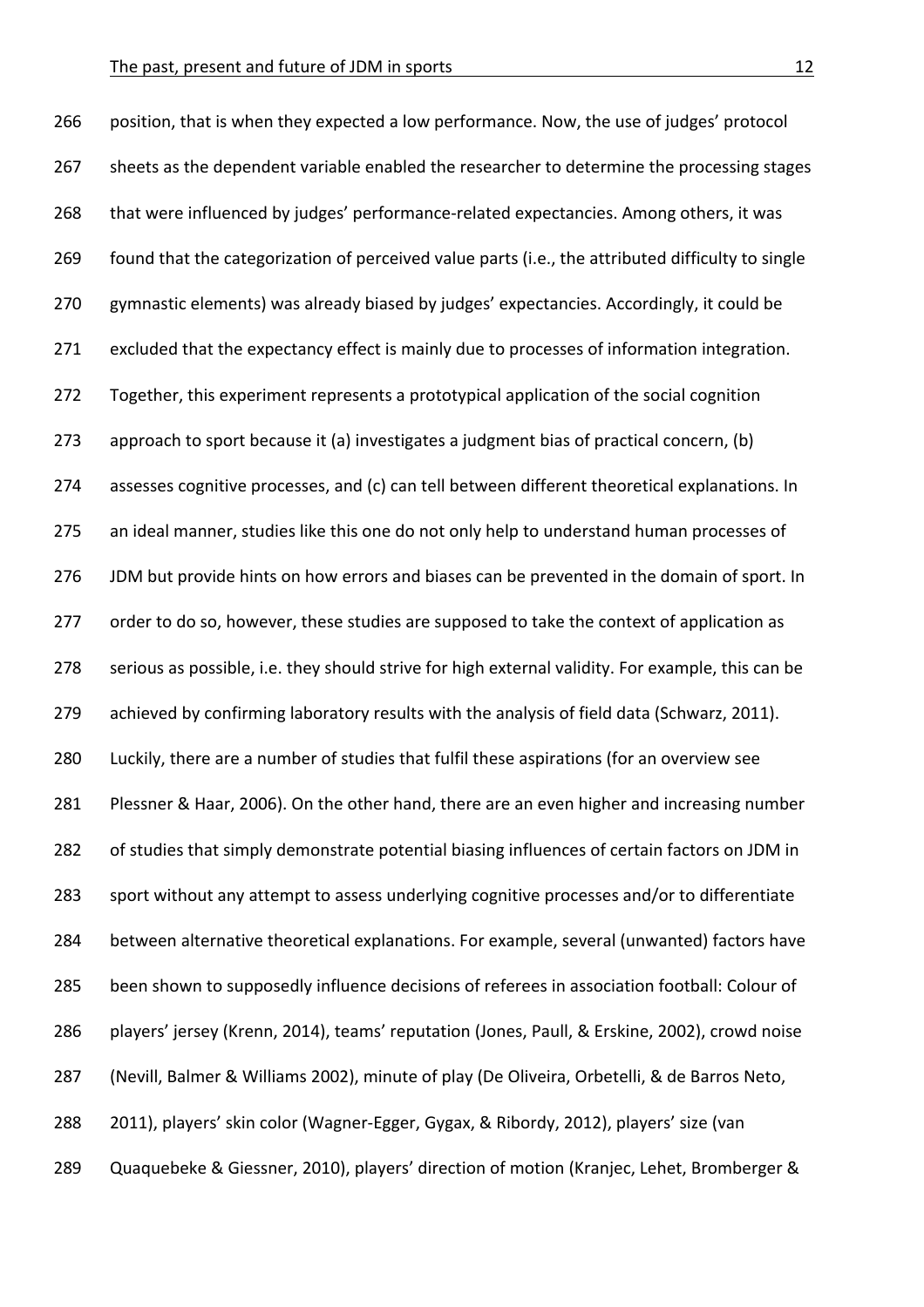position, that is when they expected a low performance. Now, the use of judges' protocol sheets as the dependent variable enabled the researcher to determine the processing stages that were influenced by judges' performance-related expectancies. Among others, it was found that the categorization of perceived value parts (i.e., the attributed difficulty to single gymnastic elements) was already biased by judges' expectancies. Accordingly, it could be excluded that the expectancy effect is mainly due to processes of information integration. Together, this experiment represents a prototypical application of the social cognition approach to sport because it (a) investigates a judgment bias of practical concern, (b) assesses cognitive processes, and (c) can tell between different theoretical explanations. In an ideal manner, studies like this one do not only help to understand human processes of JDM but provide hints on how errors and biases can be prevented in the domain of sport. In order to do so, however, these studies are supposed to take the context of application as serious as possible, i.e. they should strive for high external validity. For example, this can be achieved by confirming laboratory results with the analysis of field data (Schwarz, 2011). Luckily, there are a number of studies that fulfil these aspirations (for an overview see Plessner & Haar, 2006). On the other hand, there are an even higher and increasing number of studies that simply demonstrate potential biasing influences of certain factors on JDM in sport without any attempt to assess underlying cognitive processes and/or to differentiate between alternative theoretical explanations. For example, several (unwanted) factors have been shown to supposedly influence decisions of referees in association football: Colour of players' jersey (Krenn, 2014), teams' reputation (Jones, Paull, & Erskine, 2002), crowd noise (Nevill, Balmer & Williams 2002), minute of play (De Oliveira, Orbetelli, & de Barros Neto, 2011), players' skin color (Wagner-Egger, Gygax, & Ribordy, 2012), players' size (van Quaquebeke & Giessner, 2010), players' direction of motion (Kranjec, Lehet, Bromberger &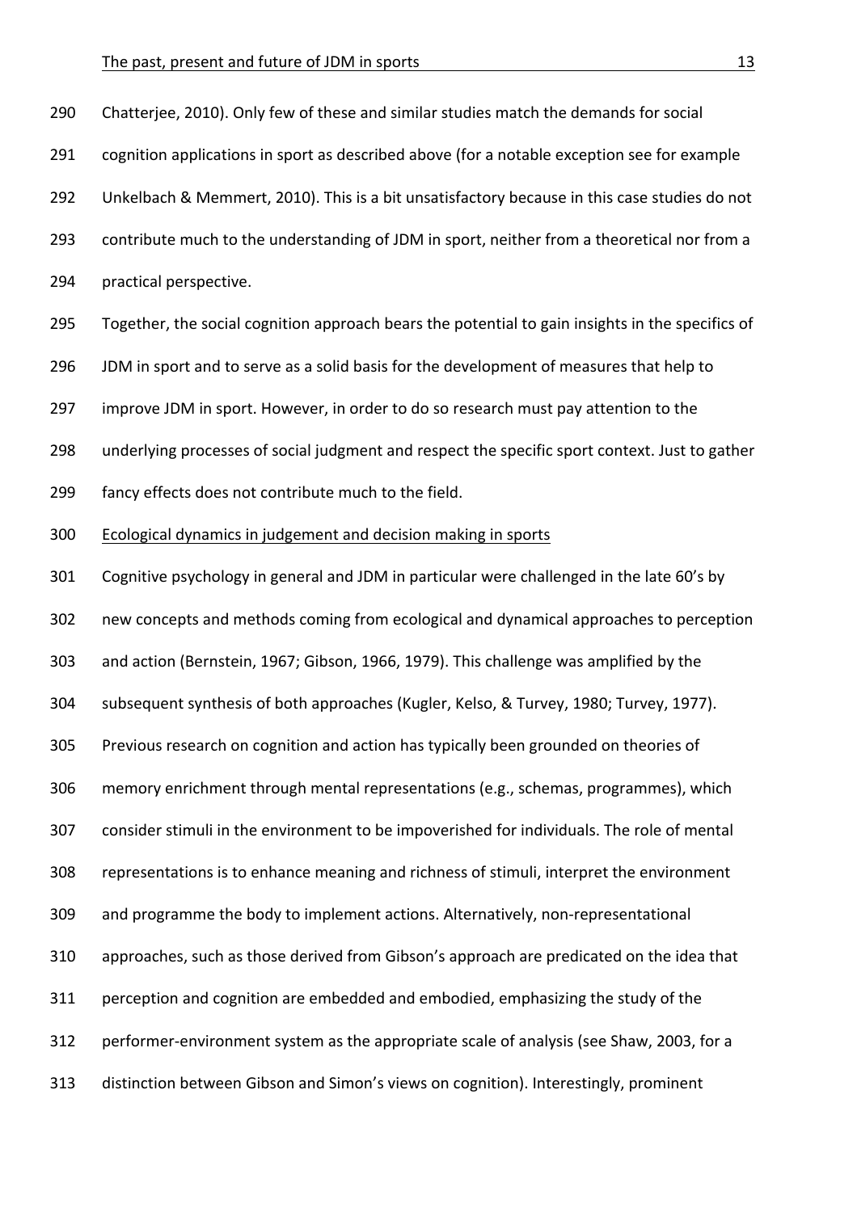Chatterjee, 2010). Only few of these and similar studies match the demands for social cognition applications in sport as described above (for a notable exception see for example Unkelbach & Memmert, 2010). This is a bit unsatisfactory because in this case studies do not contribute much to the understanding of JDM in sport, neither from a theoretical nor from a practical perspective.

Together, the social cognition approach bears the potential to gain insights in the specifics of JDM in sport and to serve as a solid basis for the development of measures that help to improve JDM in sport. However, in order to do so research must pay attention to the underlying processes of social judgment and respect the specific sport context. Just to gather fancy effects does not contribute much to the field.

## Ecological dynamics in judgement and decision making in sports

Cognitive psychology in general and JDM in particular were challenged in the late 60's by new concepts and methods coming from ecological and dynamical approaches to perception and action (Bernstein, 1967; Gibson, 1966, 1979). This challenge was amplified by the subsequent synthesis of both approaches (Kugler, Kelso, & Turvey, 1980; Turvey, 1977). Previous research on cognition and action has typically been grounded on theories of memory enrichment through mental representations (e.g., schemas, programmes), which consider stimuli in the environment to be impoverished for individuals. The role of mental representations is to enhance meaning and richness of stimuli, interpret the environment and programme the body to implement actions. Alternatively, non-representational approaches, such as those derived from Gibson's approach are predicated on the idea that perception and cognition are embedded and embodied, emphasizing the study of the performer-environment system as the appropriate scale of analysis (see Shaw, 2003, for a distinction between Gibson and Simon's views on cognition). Interestingly, prominent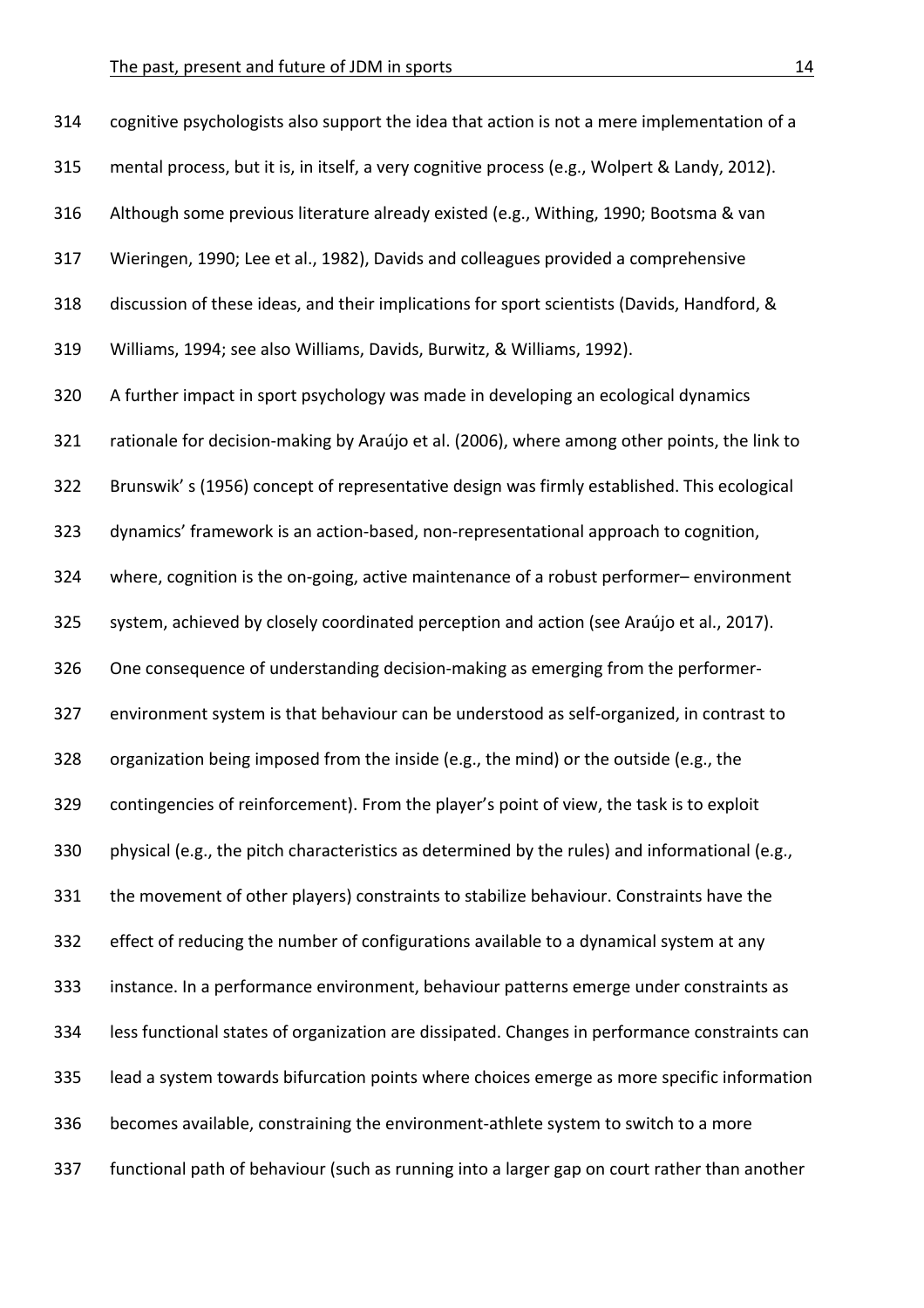cognitive psychologists also support the idea that action is not a mere implementation of a mental process, but it is, in itself, a very cognitive process (e.g., Wolpert & Landy, 2012). Although some previous literature already existed (e.g., Withing, 1990; Bootsma & van Wieringen, 1990; Lee et al., 1982), Davids and colleagues provided a comprehensive discussion of these ideas, and their implications for sport scientists (Davids, Handford, & Williams, 1994; see also Williams, Davids, Burwitz, & Williams, 1992).

A further impact in sport psychology was made in developing an ecological dynamics rationale for decision-making by Araújo et al. (2006), where among other points, the link to Brunswik' s (1956) concept of representative design was firmly established. This ecological dynamics' framework is an action-based, non-representational approach to cognition, where, cognition is the on-going, active maintenance of a robust performer– environment system, achieved by closely coordinated perception and action (see Araújo et al., 2017). One consequence of understanding decision-making as emerging from the performer-environment system is that behaviour can be understood as self-organized, in contrast to organization being imposed from the inside (e.g., the mind) or the outside (e.g., the contingencies of reinforcement). From the player's point of view, the task is to exploit physical (e.g., the pitch characteristics as determined by the rules) and informational (e.g., the movement of other players) constraints to stabilize behaviour. Constraints have the effect of reducing the number of configurations available to a dynamical system at any instance. In a performance environment, behaviour patterns emerge under constraints as less functional states of organization are dissipated. Changes in performance constraints can lead a system towards bifurcation points where choices emerge as more specific information becomes available, constraining the environment-athlete system to switch to a more functional path of behaviour (such as running into a larger gap on court rather than another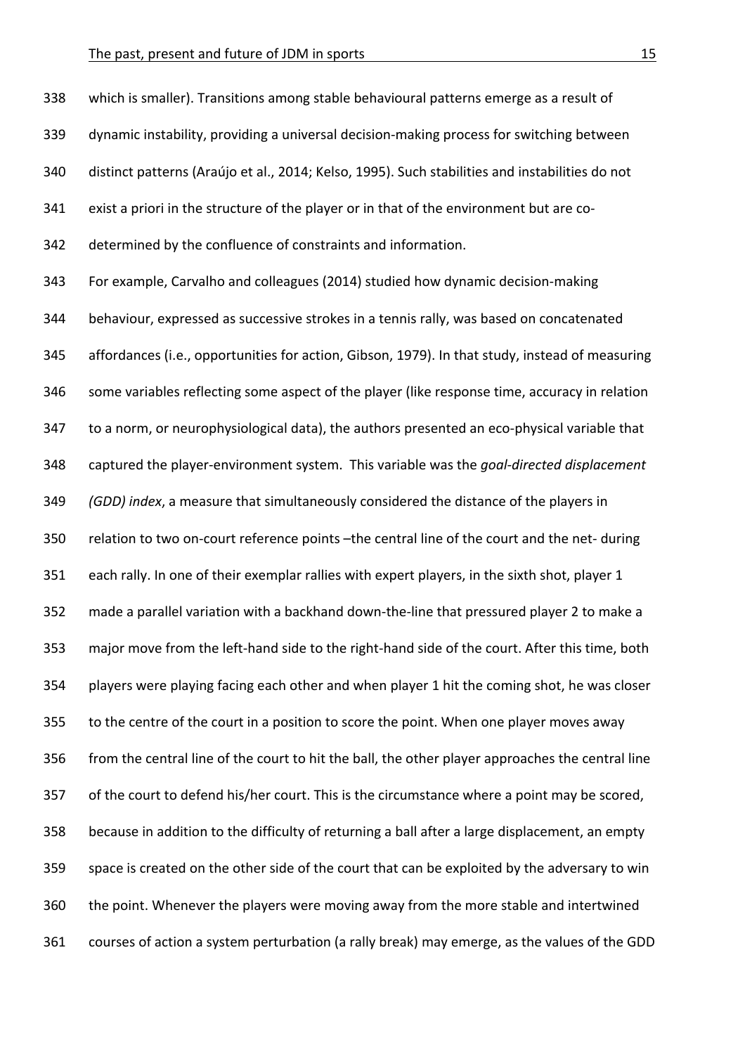which is smaller). Transitions among stable behavioural patterns emerge as a result of dynamic instability, providing a universal decision-making process for switching between distinct patterns (Araújo et al., 2014; Kelso, 1995). Such stabilities and instabilities do not exist a priori in the structure of the player or in that of the environment but are co-determined by the confluence of constraints and information.

For example, Carvalho and colleagues (2014) studied how dynamic decision-making behaviour, expressed as successive strokes in a tennis rally, was based on concatenated affordances (i.e., opportunities for action, Gibson, 1979). In that study, instead of measuring some variables reflecting some aspect of the player (like response time, accuracy in relation to a norm, or neurophysiological data), the authors presented an eco-physical variable that captured the player-environment system. This variable was the *goal-directed displacement (GDD) index*, a measure that simultaneously considered the distance of the players in relation to two on-court reference points –the central line of the court and the net- during each rally. In one of their exemplar rallies with expert players, in the sixth shot, player 1 made a parallel variation with a backhand down-the-line that pressured player 2 to make a major move from the left-hand side to the right-hand side of the court. After this time, both players were playing facing each other and when player 1 hit the coming shot, he was closer to the centre of the court in a position to score the point. When one player moves away from the central line of the court to hit the ball, the other player approaches the central line of the court to defend his/her court. This is the circumstance where a point may be scored, because in addition to the difficulty of returning a ball after a large displacement, an empty space is created on the other side of the court that can be exploited by the adversary to win the point. Whenever the players were moving away from the more stable and intertwined courses of action a system perturbation (a rally break) may emerge, as the values of the GDD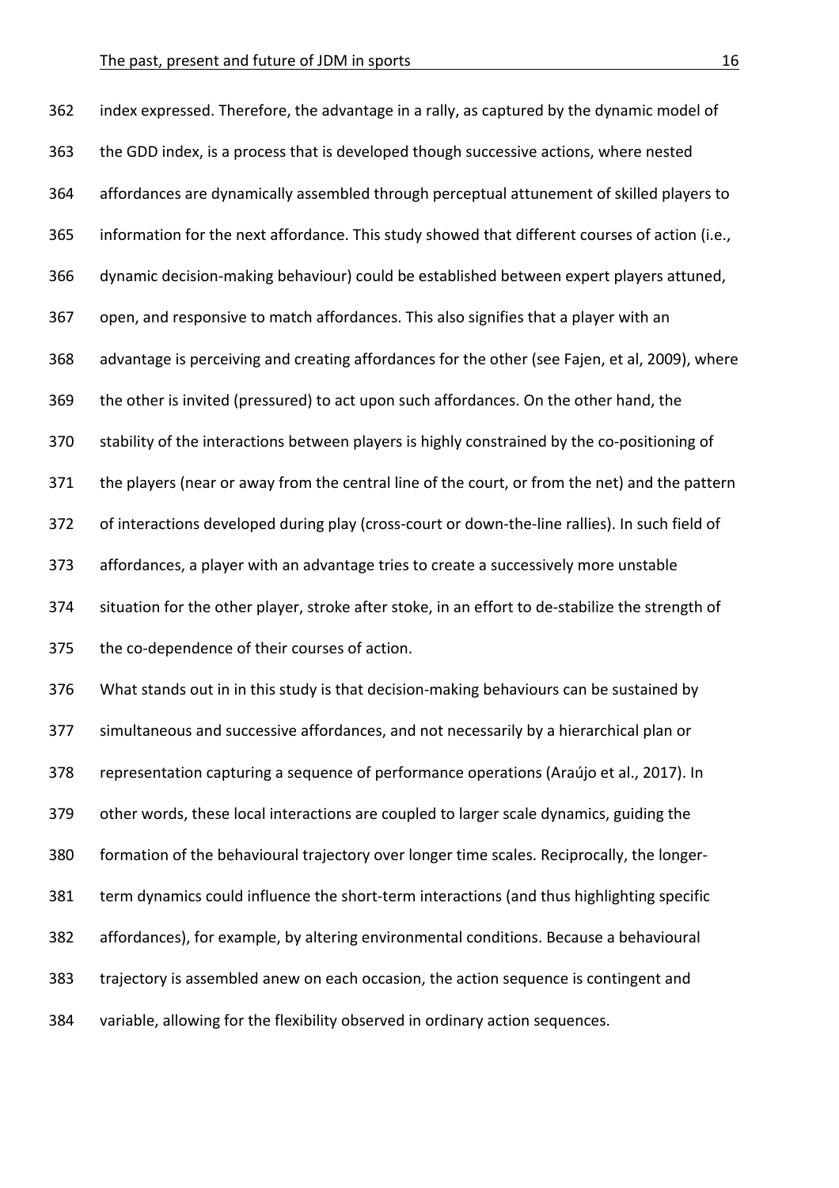index expressed. Therefore, the advantage in a rally, as captured by the dynamic model of the GDD index, is a process that is developed though successive actions, where nested affordances are dynamically assembled through perceptual attunement of skilled players to information for the next affordance. This study showed that different courses of action (i.e., dynamic decision-making behaviour) could be established between expert players attuned, open, and responsive to match affordances. This also signifies that a player with an advantage is perceiving and creating affordances for the other (see Fajen, et al, 2009), where the other is invited (pressured) to act upon such affordances. On the other hand, the stability of the interactions between players is highly constrained by the co-positioning of the players (near or away from the central line of the court, or from the net) and the pattern of interactions developed during play (cross-court or down-the-line rallies). In such field of affordances, a player with an advantage tries to create a successively more unstable situation for the other player, stroke after stoke, in an effort to de-stabilize the strength of the co-dependence of their courses of action.

What stands out in in this study is that decision-making behaviours can be sustained by simultaneous and successive affordances, and not necessarily by a hierarchical plan or representation capturing a sequence of performance operations (Araújo et al., 2017). In other words, these local interactions are coupled to larger scale dynamics, guiding the formation of the behavioural trajectory over longer time scales. Reciprocally, the longer-term dynamics could influence the short-term interactions (and thus highlighting specific affordances), for example, by altering environmental conditions. Because a behavioural trajectory is assembled anew on each occasion, the action sequence is contingent and variable, allowing for the flexibility observed in ordinary action sequences.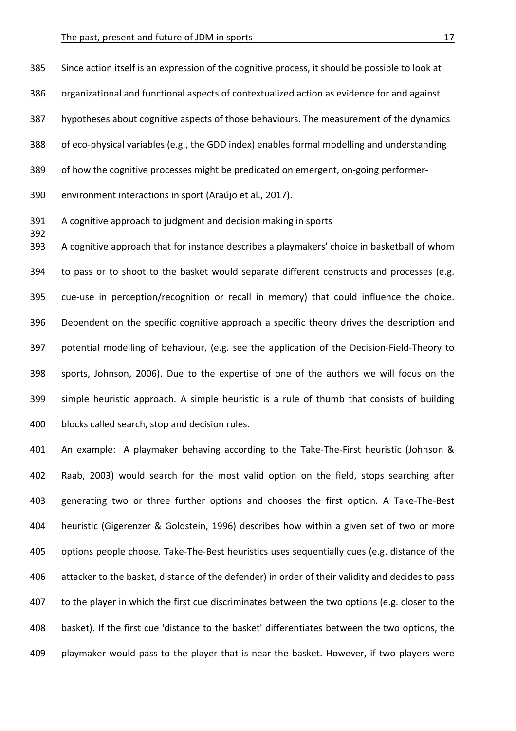Since action itself is an expression of the cognitive process, it should be possible to look at organizational and functional aspects of contextualized action as evidence for and against hypotheses about cognitive aspects of those behaviours. The measurement of the dynamics of eco-physical variables (e.g., the GDD index) enables formal modelling and understanding of how the cognitive processes might be predicated on emergent, on-going performer-environment interactions in sport (Araújo et al., 2017).

## A cognitive approach to judgment and decision making in sports

A cognitive approach that for instance describes a playmakers' choice in basketball of whom to pass or to shoot to the basket would separate different constructs and processes (e.g. cue-use in perception/recognition or recall in memory) that could influence the choice. Dependent on the specific cognitive approach a specific theory drives the description and potential modelling of behaviour, (e.g. see the application of the Decision-Field-Theory to sports, Johnson, 2006). Due to the expertise of one of the authors we will focus on the simple heuristic approach. A simple heuristic is a rule of thumb that consists of building blocks called search, stop and decision rules.

An example: A playmaker behaving according to the Take-The-First heuristic (Johnson & Raab, 2003) would search for the most valid option on the field, stops searching after generating two or three further options and chooses the first option. A Take-The-Best heuristic (Gigerenzer & Goldstein, 1996) describes how within a given set of two or more options people choose. Take-The-Best heuristics uses sequentially cues (e.g. distance of the attacker to the basket, distance of the defender) in order of their validity and decides to pass to the player in which the first cue discriminates between the two options (e.g. closer to the basket). If the first cue 'distance to the basket' differentiates between the two options, the playmaker would pass to the player that is near the basket. However, if two players were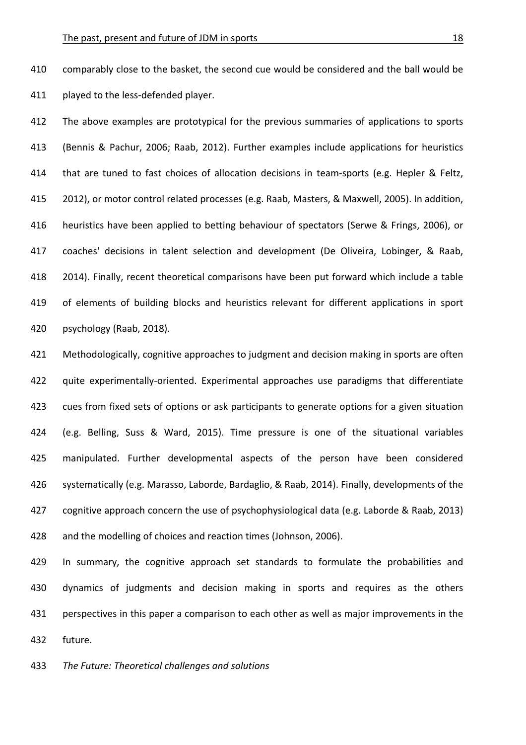comparably close to the basket, the second cue would be considered and the ball would be played to the less-defended player.

The above examples are prototypical for the previous summaries of applications to sports (Bennis & Pachur, 2006; Raab, 2012). Further examples include applications for heuristics that are tuned to fast choices of allocation decisions in team-sports (e.g. Hepler & Feltz, 2012), or motor control related processes (e.g. Raab, Masters, & Maxwell, 2005). In addition, heuristics have been applied to betting behaviour of spectators (Serwe & Frings, 2006), or coaches' decisions in talent selection and development (De Oliveira, Lobinger, & Raab, 2014). Finally, recent theoretical comparisons have been put forward which include a table of elements of building blocks and heuristics relevant for different applications in sport psychology (Raab, 2018).

Methodologically, cognitive approaches to judgment and decision making in sports are often quite experimentally-oriented. Experimental approaches use paradigms that differentiate cues from fixed sets of options or ask participants to generate options for a given situation (e.g. Belling, Suss & Ward, 2015). Time pressure is one of the situational variables manipulated. Further developmental aspects of the person have been considered systematically (e.g. Marasso, Laborde, Bardaglio, & Raab, 2014). Finally, developments of the cognitive approach concern the use of psychophysiological data (e.g. Laborde & Raab, 2013) and the modelling of choices and reaction times (Johnson, 2006).

In summary, the cognitive approach set standards to formulate the probabilities and dynamics of judgments and decision making in sports and requires as the others perspectives in this paper a comparison to each other as well as major improvements in the future.

*The Future: Theoretical challenges and solutions*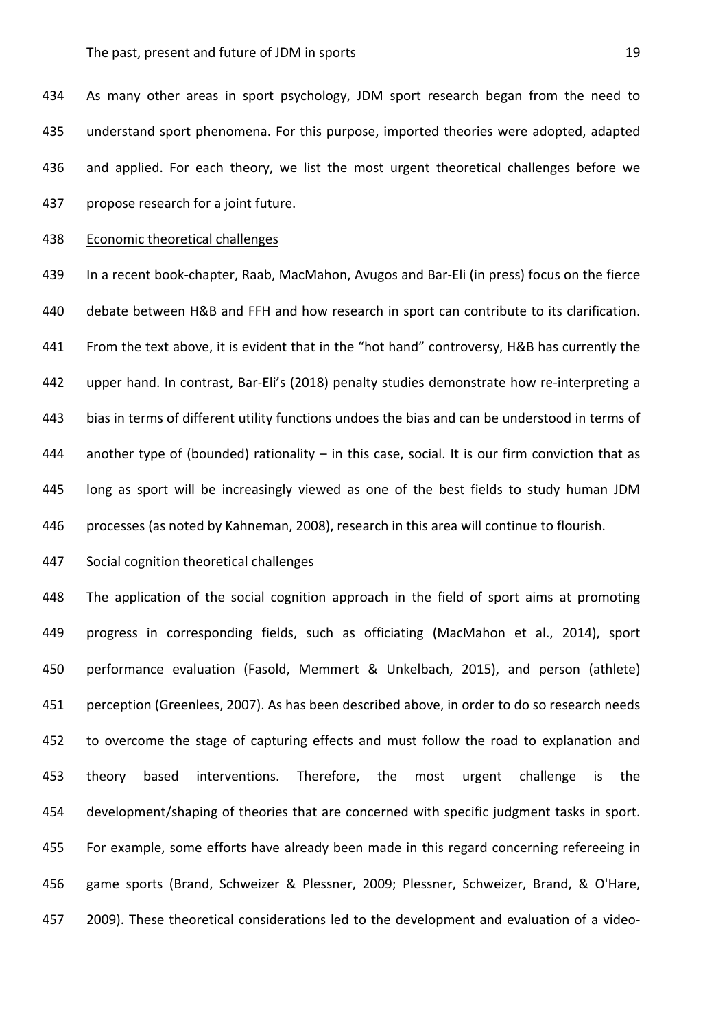As many other areas in sport psychology, JDM sport research began from the need to understand sport phenomena. For this purpose, imported theories were adopted, adapted and applied. For each theory, we list the most urgent theoretical challenges before we propose research for a joint future.

### Economic theoretical challenges

In a recent book-chapter, Raab, MacMahon, Avugos and Bar-Eli (in press) focus on the fierce debate between H&B and FFH and how research in sport can contribute to its clarification. From the text above, it is evident that in the "hot hand" controversy, H&B has currently the upper hand. In contrast, Bar-Eli's (2018) penalty studies demonstrate how re-interpreting a bias in terms of different utility functions undoes the bias and can be understood in terms of another type of (bounded) rationality – in this case, social. It is our firm conviction that as long as sport will be increasingly viewed as one of the best fields to study human JDM processes (as noted by Kahneman, 2008), research in this area will continue to flourish.

### Social cognition theoretical challenges

The application of the social cognition approach in the field of sport aims at promoting progress in corresponding fields, such as officiating (MacMahon et al., 2014), sport performance evaluation (Fasold, Memmert & Unkelbach, 2015), and person (athlete) perception (Greenlees, 2007). As has been described above, in order to do so research needs to overcome the stage of capturing effects and must follow the road to explanation and theory based interventions. Therefore, the most urgent challenge is the development/shaping of theories that are concerned with specific judgment tasks in sport. For example, some efforts have already been made in this regard concerning refereeing in game sports (Brand, Schweizer & Plessner, 2009; Plessner, Schweizer, Brand, & O'Hare, 2009). These theoretical considerations led to the development and evaluation of a video-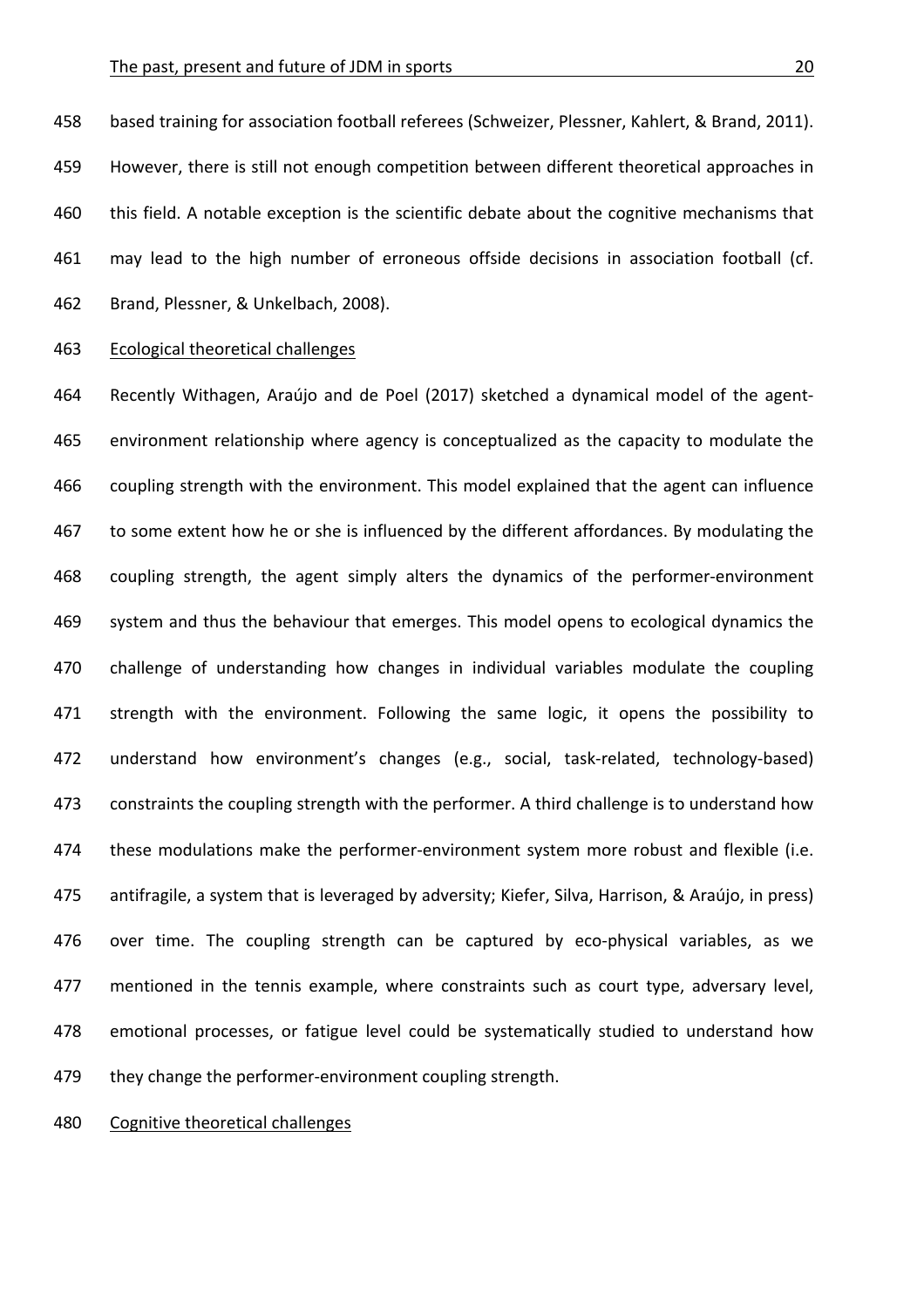based training for association football referees (Schweizer, Plessner, Kahlert, & Brand, 2011). However, there is still not enough competition between different theoretical approaches in this field. A notable exception is the scientific debate about the cognitive mechanisms that may lead to the high number of erroneous offside decisions in association football (cf. Brand, Plessner, & Unkelbach, 2008).

### Ecological theoretical challenges

Recently Withagen, Araújo and de Poel (2017) sketched a dynamical model of the agent-environment relationship where agency is conceptualized as the capacity to modulate the coupling strength with the environment. This model explained that the agent can influence to some extent how he or she is influenced by the different affordances. By modulating the coupling strength, the agent simply alters the dynamics of the performer-environment system and thus the behaviour that emerges. This model opens to ecological dynamics the challenge of understanding how changes in individual variables modulate the coupling strength with the environment. Following the same logic, it opens the possibility to understand how environment's changes (e.g., social, task-related, technology-based) constraints the coupling strength with the performer. A third challenge is to understand how these modulations make the performer-environment system more robust and flexible (i.e. antifragile, a system that is leveraged by adversity; Kiefer, Silva, Harrison, & Araújo, in press) over time. The coupling strength can be captured by eco-physical variables, as we mentioned in the tennis example, where constraints such as court type, adversary level, emotional processes, or fatigue level could be systematically studied to understand how they change the performer-environment coupling strength.

### Cognitive theoretical challenges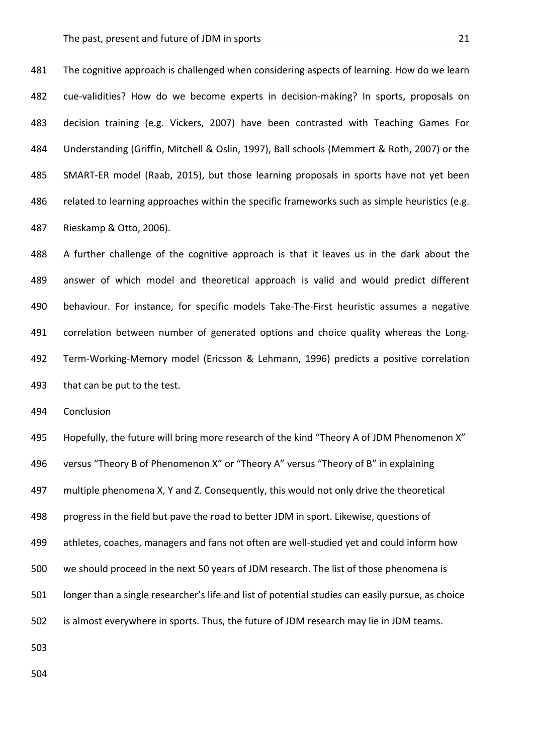The cognitive approach is challenged when considering aspects of learning. How do we learn cue-validities? How do we become experts in decision-making? In sports, proposals on decision training (e.g. Vickers, 2007) have been contrasted with Teaching Games For Understanding (Griffin, Mitchell & Oslin, 1997), Ball schools (Memmert & Roth, 2007) or the SMART-ER model (Raab, 2015), but those learning proposals in sports have not yet been related to learning approaches within the specific frameworks such as simple heuristics (e.g. Rieskamp & Otto, 2006).

A further challenge of the cognitive approach is that it leaves us in the dark about the answer of which model and theoretical approach is valid and would predict different behaviour. For instance, for specific models Take-The-First heuristic assumes a negative correlation between number of generated options and choice quality whereas the Long-Term-Working-Memory model (Ericsson & Lehmann, 1996) predicts a positive correlation that can be put to the test.

## Conclusion

Hopefully, the future will bring more research of the kind "Theory A of JDM Phenomenon X" versus "Theory B of Phenomenon X" or "Theory A" versus "Theory of B" in explaining multiple phenomena X, Y and Z. Consequently, this would not only drive the theoretical progress in the field but pave the road to better JDM in sport. Likewise, questions of athletes, coaches, managers and fans not often are well-studied yet and could inform how we should proceed in the next 50 years of JDM research. The list of those phenomena is longer than a single researcher's life and list of potential studies can easily pursue, as choice is almost everywhere in sports. Thus, the future of JDM research may lie in JDM teams.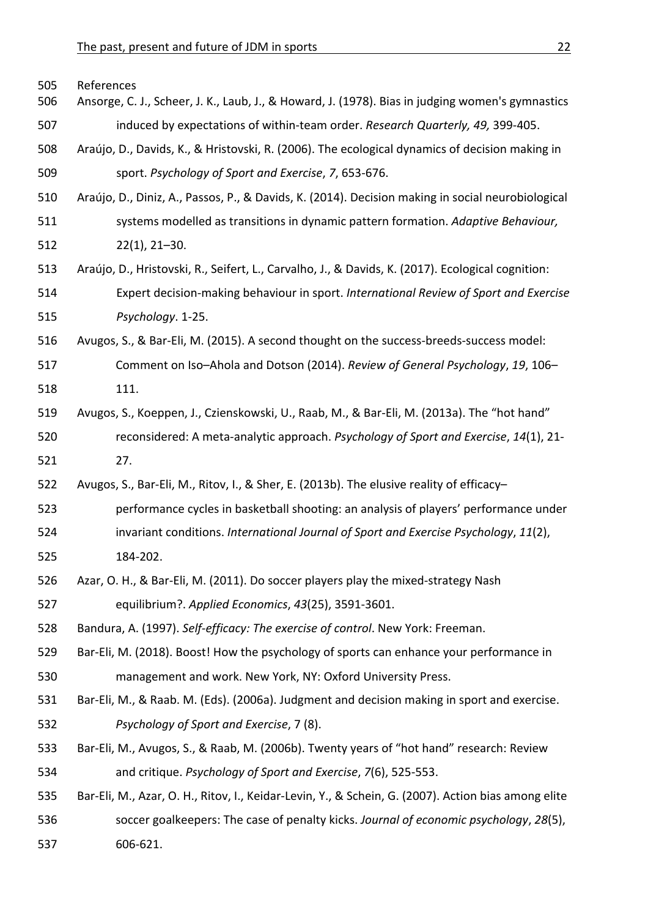References

Ansorge, C. J., Scheer, J. K., Laub, J., & Howard, J. (1978). Bias in judging women's gymnastics induced by expectations of within-team order. *Research Quarterly, 49,* 399-405.

Araújo, D., Davids, K., & Hristovski, R. (2006). The ecological dynamics of decision making in sport. *Psychology of Sport and Exercise*, *7*, 653-676.

Araújo, D., Diniz, A., Passos, P., & Davids, K. (2014). Decision making in social neurobiological systems modelled as transitions in dynamic pattern formation. *Adaptive Behaviour,* 22(1), 21–30.

Araújo, D., Hristovski, R., Seifert, L., Carvalho, J., & Davids, K. (2017). Ecological cognition: Expert decision-making behaviour in sport. *International Review of Sport and Exercise Psychology*. 1-25.

Avugos, S., & Bar-Eli, M. (2015). A second thought on the success-breeds-success model: Comment on Iso–Ahola and Dotson (2014). *Review of General Psychology*, *19*, 106–111.

Avugos, S., Koeppen, J., Czienskowski, U., Raab, M., & Bar-Eli, M. (2013a). The "hot hand" reconsidered: A meta-analytic approach. *Psychology of Sport and Exercise*, *14*(1), 21-27.

Avugos, S., Bar-Eli, M., Ritov, I., & Sher, E. (2013b). The elusive reality of efficacy–performance cycles in basketball shooting: an analysis of players' performance under invariant conditions. *International Journal of Sport and Exercise Psychology*, *11*(2), 184-202.

Azar, O. H., & Bar-Eli, M. (2011). Do soccer players play the mixed-strategy Nash equilibrium?. *Applied Economics*, *43*(25), 3591-3601.

Bandura, A. (1997). *Self-efficacy: The exercise of control*. New York: Freeman.

Bar-Eli, M. (2018). Boost! How the psychology of sports can enhance your performance in management and work. New York, NY: Oxford University Press.

Bar-Eli, M., & Raab. M. (Eds). (2006a). Judgment and decision making in sport and exercise. *Psychology of Sport and Exercise*, 7 (8).

Bar-Eli, M., Avugos, S., & Raab, M. (2006b). Twenty years of "hot hand" research: Review and critique. *Psychology of Sport and Exercise*, *7*(6), 525-553.

Bar-Eli, M., Azar, O. H., Ritov, I., Keidar-Levin, Y., & Schein, G. (2007). Action bias among elite soccer goalkeepers: The case of penalty kicks. *Journal of economic psychology*, *28*(5), 606-621.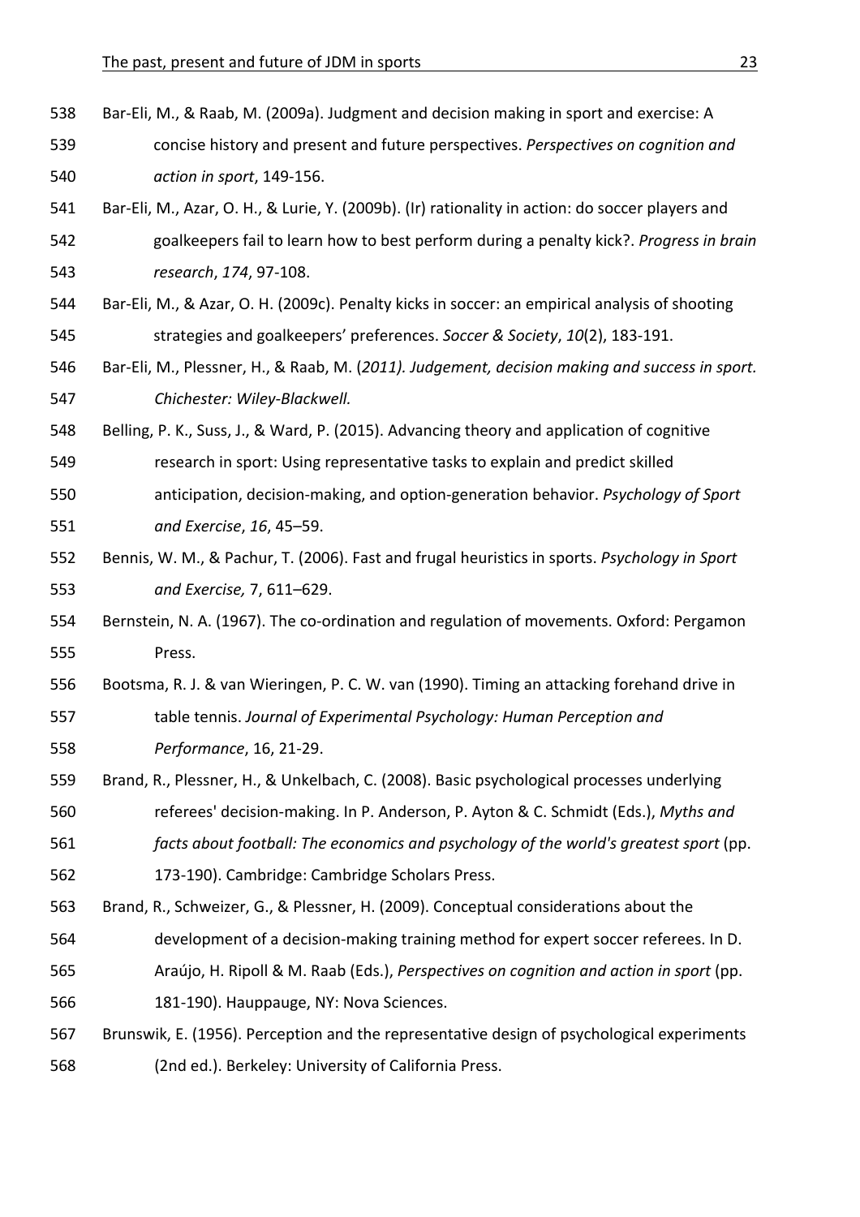Bar-Eli, M., & Raab, M. (2009a). Judgment and decision making in sport and exercise: A concise history and present and future perspectives. *Perspectives on cognition and action in sport*, 149-156.

Bar-Eli, M., Azar, O. H., & Lurie, Y. (2009b). (Ir) rationality in action: do soccer players and goalkeepers fail to learn how to best perform during a penalty kick?. *Progress in brain research*, *174*, 97-108.

Bar-Eli, M., & Azar, O. H. (2009c). Penalty kicks in soccer: an empirical analysis of shooting strategies and goalkeepers' preferences. *Soccer & Society*, *10*(2), 183-191.

Bar-Eli, M., Plessner, H., & Raab, M. (*2011). Judgement, decision making and success in sport. Chichester: Wiley-Blackwell.*

Belling, P. K., Suss, J., & Ward, P. (2015). Advancing theory and application of cognitive research in sport: Using representative tasks to explain and predict skilled anticipation, decision-making, and option-generation behavior. *Psychology of Sport and Exercise*, *16*, 45–59.

Bennis, W. M., & Pachur, T. (2006). Fast and frugal heuristics in sports. *Psychology in Sport and Exercise,* 7, 611–629.

Bernstein, N. A. (1967). The co-ordination and regulation of movements. Oxford: Pergamon Press.

Bootsma, R. J. & van Wieringen, P. C. W. van (1990). Timing an attacking forehand drive in table tennis. *Journal of Experimental Psychology: Human Perception and Performance*, 16, 21-29.

Brand, R., Plessner, H., & Unkelbach, C. (2008). Basic psychological processes underlying referees' decision-making. In P. Anderson, P. Ayton & C. Schmidt (Eds.), *Myths and facts about football: The economics and psychology of the world's greatest sport* (pp. 173-190). Cambridge: Cambridge Scholars Press.

Brand, R., Schweizer, G., & Plessner, H. (2009). Conceptual considerations about the development of a decision-making training method for expert soccer referees. In D. Araújo, H. Ripoll & M. Raab (Eds.), *Perspectives on cognition and action in sport* (pp. 181-190). Hauppauge, NY: Nova Sciences.

Brunswik, E. (1956). Perception and the representative design of psychological experiments (2nd ed.). Berkeley: University of California Press.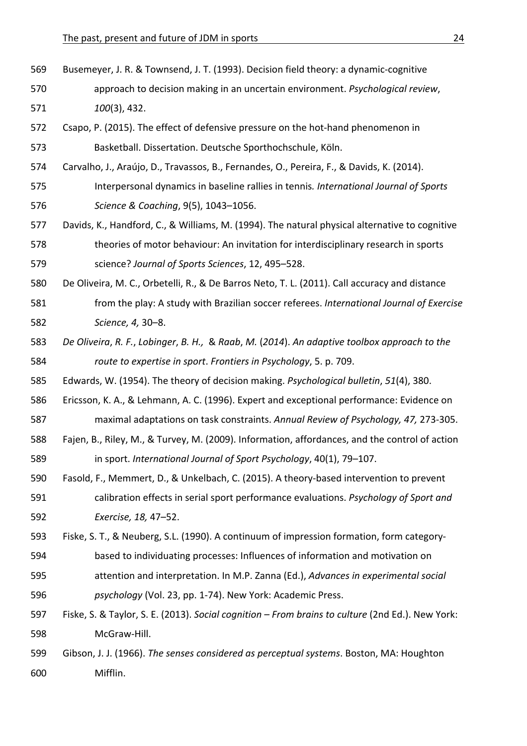Busemeyer, J. R. & Townsend, J. T. (1993). Decision field theory: a dynamic-cognitive approach to decision making in an uncertain environment. *Psychological review*, *100*(3), 432.

Csapo, P. (2015). The effect of defensive pressure on the hot-hand phenomenon in Basketball. Dissertation. Deutsche Sporthochschule, Köln.

Carvalho, J., Araújo, D., Travassos, B., Fernandes, O., Pereira, F., & Davids, K. (2014). Interpersonal dynamics in baseline rallies in tennis*. International Journal of Sports Science & Coaching*, 9(5), 1043–1056.

Davids, K., Handford, C., & Williams, M. (1994). The natural physical alternative to cognitive theories of motor behaviour: An invitation for interdisciplinary research in sports science? *Journal of Sports Sciences*, 12, 495–528.

De Oliveira, M. C., Orbetelli, R., & De Barros Neto, T. L. (2011). Call accuracy and distance from the play: A study with Brazilian soccer referees. *International Journal of Exercise Science, 4,* 30–8.

*De Oliveira*, *R. F.*, *Lobinger*, *B. H.,* & *Raab*, *M.* (*2014*). *An adaptive toolbox approach to the route to expertise in sport*. *Frontiers in Psychology*, 5. p. 709.

Edwards, W. (1954). The theory of decision making. *Psychological bulletin*, *51*(4), 380.

Ericsson, K. A., & Lehmann, A. C. (1996). Expert and exceptional performance: Evidence on maximal adaptations on task constraints. *Annual Review of Psychology, 47,* 273-305.

Fajen, B., Riley, M., & Turvey, M. (2009). Information, affordances, and the control of action in sport. *International Journal of Sport Psychology*, 40(1), 79–107.

Fasold, F., Memmert, D., & Unkelbach, C. (2015). A theory-based intervention to prevent calibration effects in serial sport performance evaluations. *Psychology of Sport and Exercise, 18,* 47–52.

Fiske, S. T., & Neuberg, S.L. (1990). A continuum of impression formation, form category-based to individuating processes: Influences of information and motivation on attention and interpretation. In M.P. Zanna (Ed.), *Advances in experimental social psychology* (Vol. 23, pp. 1-74). New York: Academic Press.

Fiske, S. & Taylor, S. E. (2013). *Social cognition – From brains to culture* (2nd Ed.). New York: McGraw-Hill.

Gibson, J. J. (1966). *The senses considered as perceptual systems*. Boston, MA: Houghton Mifflin.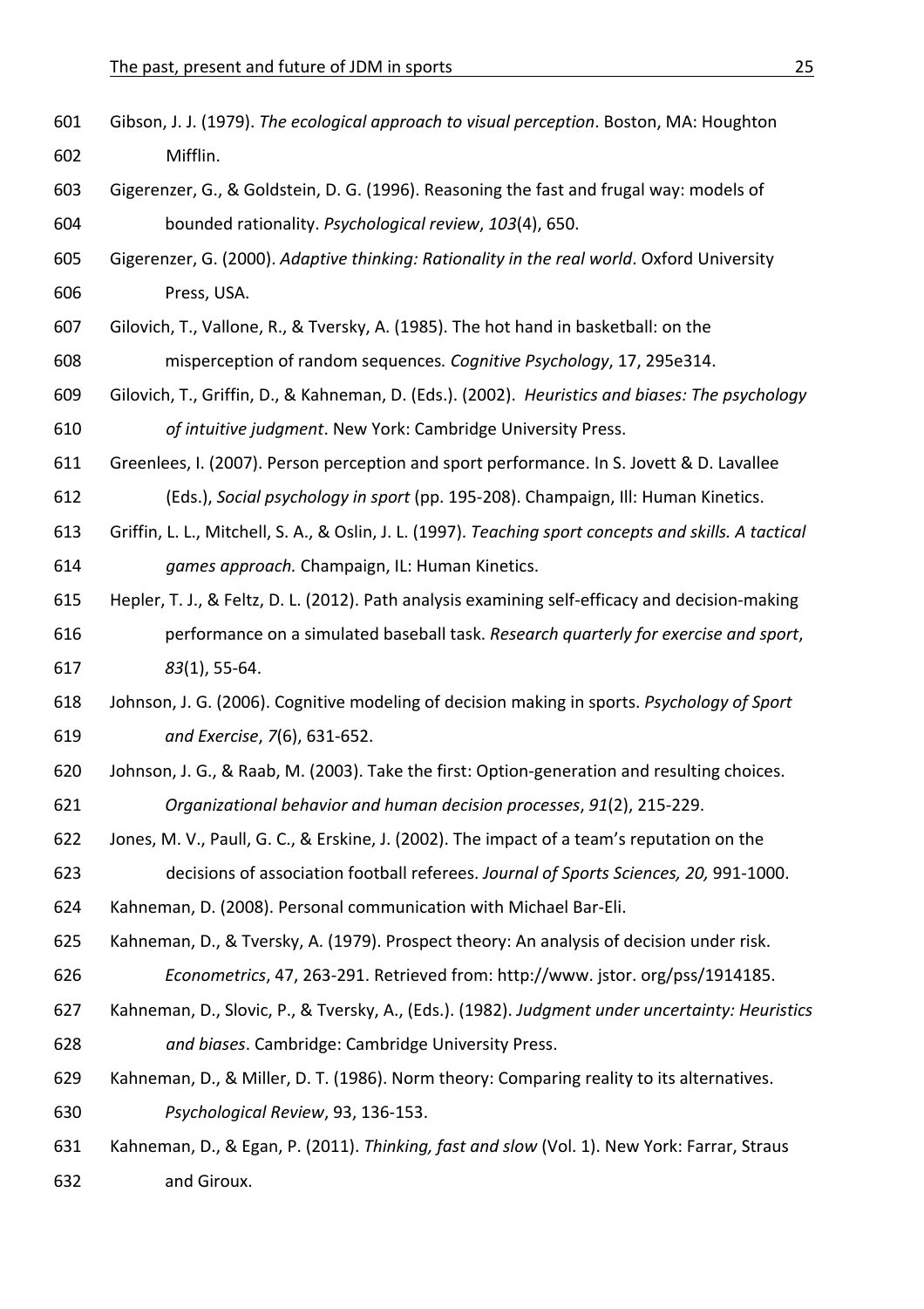Gibson, J. J. (1979). *The ecological approach to visual perception*. Boston, MA: Houghton Mifflin.

Gigerenzer, G., & Goldstein, D. G. (1996). Reasoning the fast and frugal way: models of bounded rationality. *Psychological review*, *103*(4), 650.

Gigerenzer, G. (2000). *Adaptive thinking: Rationality in the real world*. Oxford University Press, USA.

Gilovich, T., Vallone, R., & Tversky, A. (1985). The hot hand in basketball: on the misperception of random sequences*. Cognitive Psychology*, 17, 295e314.

Gilovich, T., Griffin, D., & Kahneman, D. (Eds.). (2002). *Heuristics and biases: The psychology of intuitive judgment*. New York: Cambridge University Press.

Greenlees, I. (2007). Person perception and sport performance. In S. Jovett & D. Lavallee (Eds.), *Social psychology in sport* (pp. 195-208). Champaign, Ill: Human Kinetics.

Griffin, L. L., Mitchell, S. A., & Oslin, J. L. (1997). *Teaching sport concepts and skills. A tactical games approach.* Champaign, IL: Human Kinetics.

Hepler, T. J., & Feltz, D. L. (2012). Path analysis examining self-efficacy and decision-making performance on a simulated baseball task. *Research quarterly for exercise and sport*, *83*(1), 55-64.

Johnson, J. G. (2006). Cognitive modeling of decision making in sports. *Psychology of Sport and Exercise*, *7*(6), 631-652.

Johnson, J. G., & Raab, M. (2003). Take the first: Option-generation and resulting choices. *Organizational behavior and human decision processes*, *91*(2), 215-229.

Jones, M. V., Paull, G. C., & Erskine, J. (2002). The impact of a team's reputation on the decisions of association football referees. *Journal of Sports Sciences, 20,* 991-1000.

Kahneman, D. (2008). Personal communication with Michael Bar-Eli.

Kahneman, D., & Tversky, A. (1979). Prospect theory: An analysis of decision under risk. *Econometrics*, 47, 263-291. Retrieved from: http://www. jstor. org/pss/1914185.

Kahneman, D., Slovic, P., & Tversky, A., (Eds.). (1982). *Judgment under uncertainty: Heuristics and biases*. Cambridge: Cambridge University Press.

Kahneman, D., & Miller, D. T. (1986). Norm theory: Comparing reality to its alternatives. *Psychological Review*, 93, 136-153.

Kahneman, D., & Egan, P. (2011). *Thinking, fast and slow* (Vol. 1). New York: Farrar, Straus and Giroux.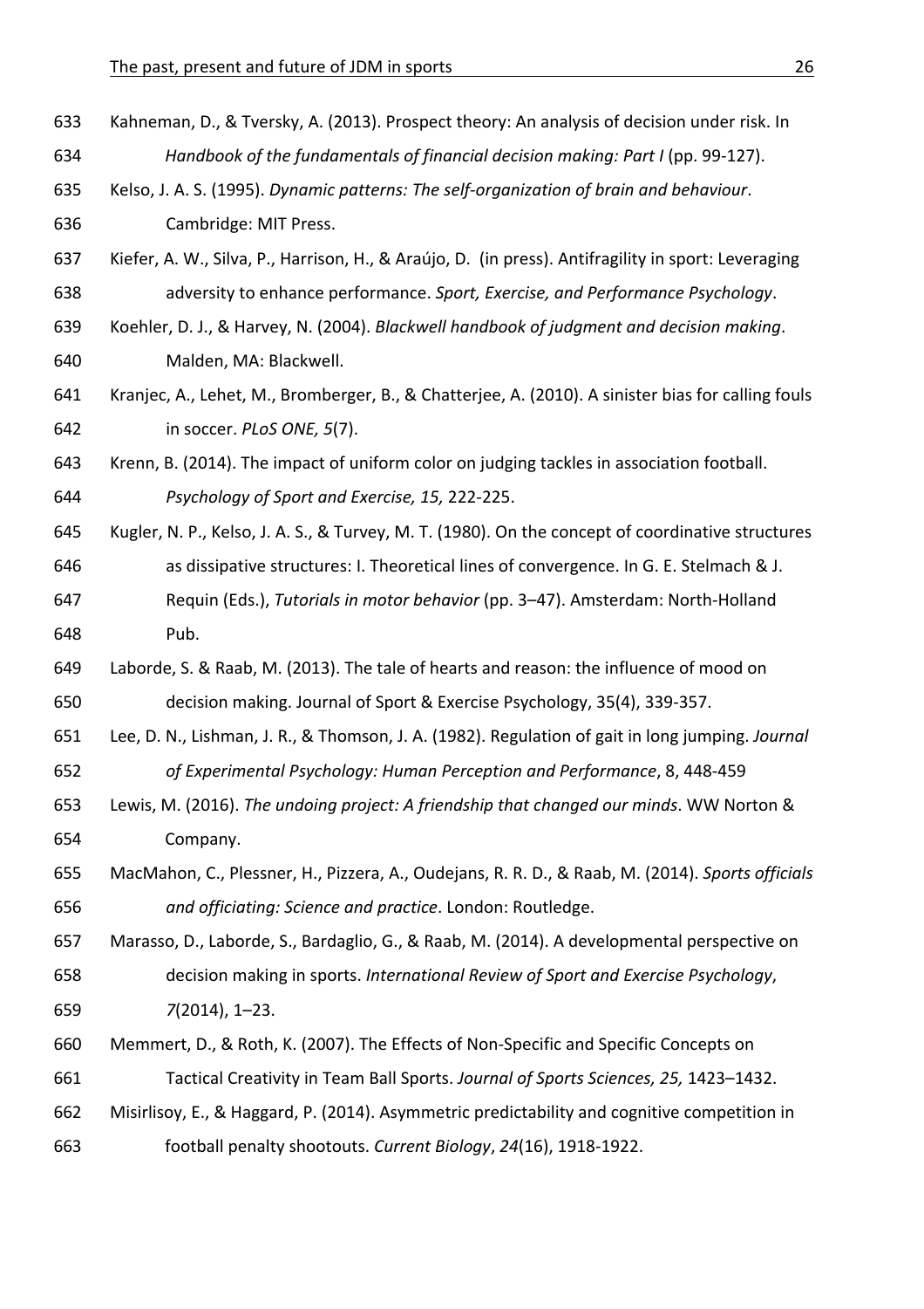Kahneman, D., & Tversky, A. (2013). Prospect theory: An analysis of decision under risk. In *Handbook of the fundamentals of financial decision making: Part I* (pp. 99-127).

Kelso, J. A. S. (1995). *Dynamic patterns: The self-organization of brain and behaviour*. Cambridge: MIT Press.

Kiefer, A. W., Silva, P., Harrison, H., & Araújo, D. (in press). Antifragility in sport: Leveraging adversity to enhance performance. *Sport, Exercise, and Performance Psychology*.

Koehler, D. J., & Harvey, N. (2004). *Blackwell handbook of judgment and decision making*. Malden, MA: Blackwell.

Kranjec, A., Lehet, M., Bromberger, B., & Chatterjee, A. (2010). A sinister bias for calling fouls in soccer. *PLoS ONE, 5*(7).

Krenn, B. (2014). The impact of uniform color on judging tackles in association football. *Psychology of Sport and Exercise, 15,* 222-225.

Kugler, N. P., Kelso, J. A. S., & Turvey, M. T. (1980). On the concept of coordinative structures as dissipative structures: I. Theoretical lines of convergence. In G. E. Stelmach & J. Requin (Eds.), *Tutorials in motor behavior* (pp. 3–47). Amsterdam: North-Holland Pub.

Laborde, S. & Raab, M. (2013). The tale of hearts and reason: the influence of mood on decision making. Journal of Sport & Exercise Psychology, 35(4), 339-357.

Lee, D. N., Lishman, J. R., & Thomson, J. A. (1982). Regulation of gait in long jumping. *Journal of Experimental Psychology: Human Perception and Performance*, 8, 448-459

Lewis, M. (2016). *The undoing project: A friendship that changed our minds*. WW Norton & Company.

MacMahon, C., Plessner, H., Pizzera, A., Oudejans, R. R. D., & Raab, M. (2014). *Sports officials and officiating: Science and practice*. London: Routledge.

Marasso, D., Laborde, S., Bardaglio, G., & Raab, M. (2014). A developmental perspective on decision making in sports. *International Review of Sport and Exercise Psychology*, *7*(2014), 1–23.

Memmert, D., & Roth, K. (2007). The Effects of Non-Specific and Specific Concepts on Tactical Creativity in Team Ball Sports. *Journal of Sports Sciences, 25,* 1423–1432.

Misirlisoy, E., & Haggard, P. (2014). Asymmetric predictability and cognitive competition in football penalty shootouts. *Current Biology*, *24*(16), 1918-1922.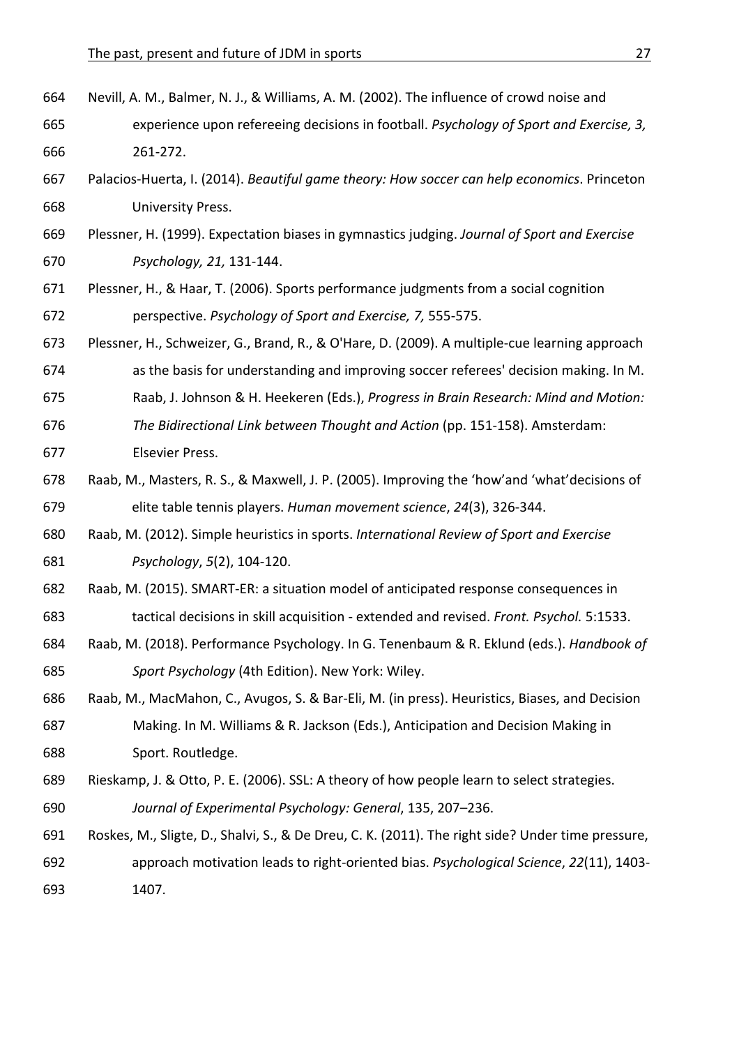Nevill, A. M., Balmer, N. J., & Williams, A. M. (2002). The influence of crowd noise and experience upon refereeing decisions in football. *Psychology of Sport and Exercise, 3,* 261-272.

Palacios-Huerta, I. (2014). *Beautiful game theory: How soccer can help economics*. Princeton University Press.

Plessner, H. (1999). Expectation biases in gymnastics judging. *Journal of Sport and Exercise Psychology, 21,* 131-144.

Plessner, H., & Haar, T. (2006). Sports performance judgments from a social cognition perspective. *Psychology of Sport and Exercise, 7,* 555-575.

Plessner, H., Schweizer, G., Brand, R., & O'Hare, D. (2009). A multiple-cue learning approach as the basis for understanding and improving soccer referees' decision making. In M. Raab, J. Johnson & H. Heekeren (Eds.), *Progress in Brain Research: Mind and Motion: The Bidirectional Link between Thought and Action* (pp. 151-158). Amsterdam: Elsevier Press.

Raab, M., Masters, R. S., & Maxwell, J. P. (2005). Improving the 'how'and 'what'decisions of elite table tennis players. *Human movement science*, *24*(3), 326-344.

Raab, M. (2012). Simple heuristics in sports. *International Review of Sport and Exercise Psychology*, *5*(2), 104-120.

Raab, M. (2015). SMART-ER: a situation model of anticipated response consequences in tactical decisions in skill acquisition - extended and revised. *Front. Psychol.* 5:1533.

Raab, M. (2018). Performance Psychology. In G. Tenenbaum & R. Eklund (eds.). *Handbook of Sport Psychology* (4th Edition). New York: Wiley.

Raab, M., MacMahon, C., Avugos, S. & Bar-Eli, M. (in press). Heuristics, Biases, and Decision Making. In M. Williams & R. Jackson (Eds.), Anticipation and Decision Making in Sport. Routledge.

Rieskamp, J. & Otto, P. E. (2006). SSL: A theory of how people learn to select strategies. *Journal of Experimental Psychology: General*, 135, 207–236.

Roskes, M., Sligte, D., Shalvi, S., & De Dreu, C. K. (2011). The right side? Under time pressure, approach motivation leads to right-oriented bias. *Psychological Science*, *22*(11), 1403-1407.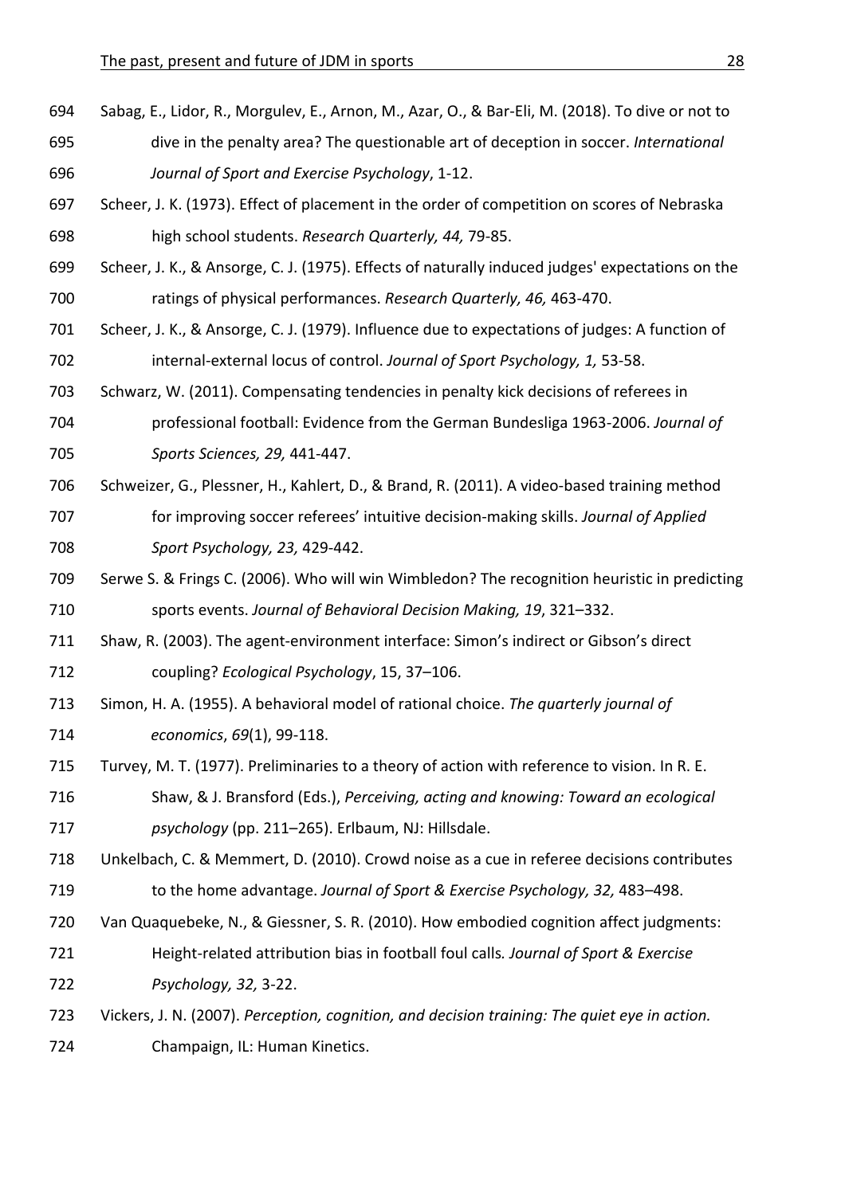Sabag, E., Lidor, R., Morgulev, E., Arnon, M., Azar, O., & Bar-Eli, M. (2018). To dive or not to dive in the penalty area? The questionable art of deception in soccer. *International Journal of Sport and Exercise Psychology*, 1-12.

Scheer, J. K. (1973). Effect of placement in the order of competition on scores of Nebraska high school students. *Research Quarterly, 44,* 79-85.

Scheer, J. K., & Ansorge, C. J. (1975). Effects of naturally induced judges' expectations on the ratings of physical performances. *Research Quarterly, 46,* 463-470.

Scheer, J. K., & Ansorge, C. J. (1979). Influence due to expectations of judges: A function of internal-external locus of control. *Journal of Sport Psychology, 1,* 53-58.

Schwarz, W. (2011). Compensating tendencies in penalty kick decisions of referees in professional football: Evidence from the German Bundesliga 1963-2006. *Journal of Sports Sciences, 29,* 441-447.

Schweizer, G., Plessner, H., Kahlert, D., & Brand, R. (2011). A video-based training method for improving soccer referees' intuitive decision-making skills. *Journal of Applied Sport Psychology, 23,* 429-442.

Serwe S. & Frings C. (2006). Who will win Wimbledon? The recognition heuristic in predicting sports events. *Journal of Behavioral Decision Making, 19*, 321–332.

Shaw, R. (2003). The agent-environment interface: Simon's indirect or Gibson's direct coupling? *Ecological Psychology*, 15, 37–106.

Simon, H. A. (1955). A behavioral model of rational choice. *The quarterly journal of economics*, *69*(1), 99-118.

Turvey, M. T. (1977). Preliminaries to a theory of action with reference to vision. In R. E. Shaw, & J. Bransford (Eds.), *Perceiving, acting and knowing: Toward an ecological psychology* (pp. 211–265). Erlbaum, NJ: Hillsdale.

Unkelbach, C. & Memmert, D. (2010). Crowd noise as a cue in referee decisions contributes to the home advantage. *Journal of Sport & Exercise Psychology, 32,* 483–498.

Van Quaquebeke, N., & Giessner, S. R. (2010). How embodied cognition affect judgments: Height-related attribution bias in football foul calls*. Journal of Sport & Exercise Psychology, 32,* 3-22.

Vickers, J. N. (2007). *Perception, cognition, and decision training: The quiet eye in action.* Champaign, IL: Human Kinetics.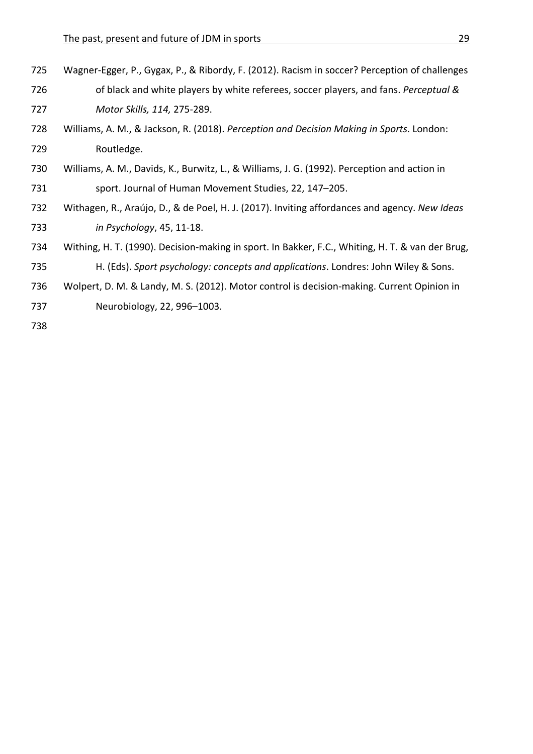Wagner-Egger, P., Gygax, P., & Ribordy, F. (2012). Racism in soccer? Perception of challenges of black and white players by white referees, soccer players, and fans. *Perceptual & Motor Skills, 114,* 275-289.

Williams, A. M., & Jackson, R. (2018). *Perception and Decision Making in Sports*. London: Routledge.

Williams, A. M., Davids, K., Burwitz, L., & Williams, J. G. (1992). Perception and action in sport. Journal of Human Movement Studies, 22, 147–205.

Withagen, R., Araújo, D., & de Poel, H. J. (2017). Inviting affordances and agency. *New Ideas in Psychology*, 45, 11-18.

Withing, H. T. (1990). Decision-making in sport. In Bakker, F.C., Whiting, H. T. & van der Brug, H. (Eds). *Sport psychology: concepts and applications*. Londres: John Wiley & Sons.

Wolpert, D. M. & Landy, M. S. (2012). Motor control is decision-making. Current Opinion in Neurobiology, 22, 996–1003.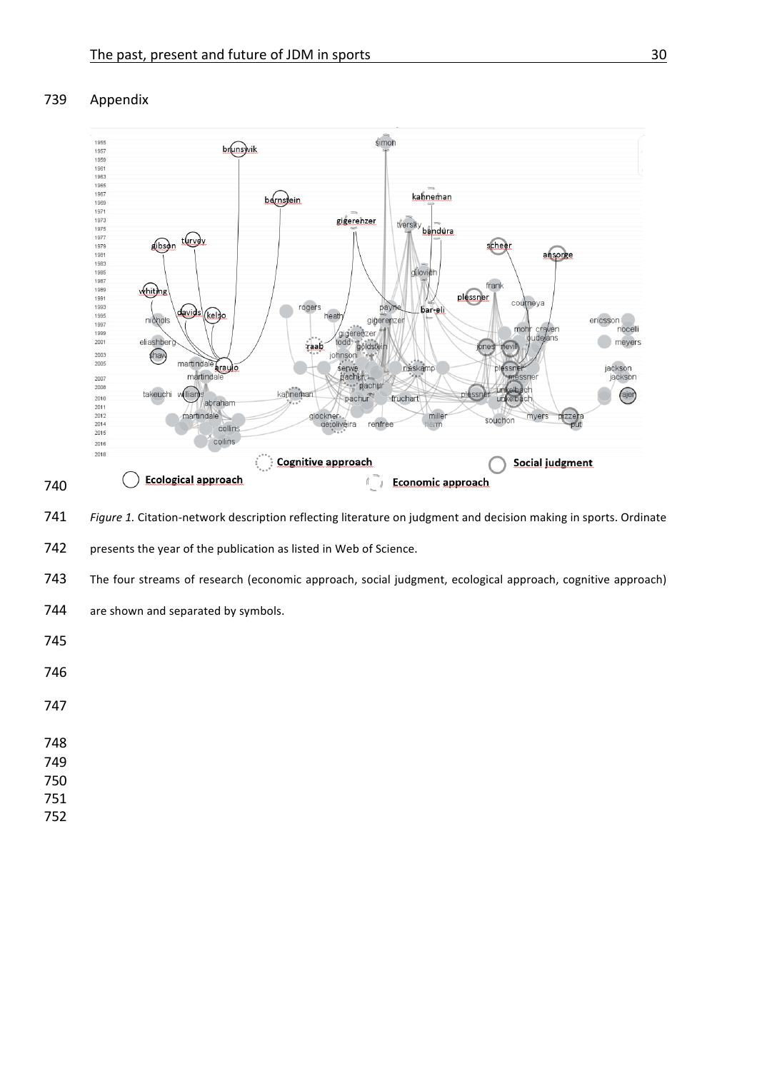Appendix

1955
1957
1959
1961
1963
1965
1967
1969
1971
1973
1975
1977
1979
1981
1983
1985
1987
1989
1991
1993
1995
1997
1999
2001
2003
2005
2007
2008
2010
2011
2012
2014
2015
2016
2018

brunswik
simon
bernstein
kahneman
gigerenzer
tversky
bandura
gibson
turvey
scheer
ansorge
gilovich
frank
whiting
plessner
courneya
rogers
heath
payne
bar-eli
davids
kelso
nichols
gigerenzer
ericsson
gigerenzer
mohr
craven
nocelli
todd
oudejans
elliashberg
raab
goldstein
jones
nevill
meyers
johnson
shaw
martindale
araujo
serwe
raab
plessner
jackson
pachur
messner
martindale
masskamp
jackson
pachur
unkelbach
takeuchi
williams
kahneman
plessner
unkelbach
raab
abraham
pachur
fruchart
martindale
glockner
miller
myers
pizzera
deoliveira
renfree
helm
souchon
put
collins
collins

Cognitive approach
Social judgment
Ecological approach
Economic approach

*Figure 1.* Citation-network description reflecting literature on judgment and decision making in sports. Ordinate presents the year of the publication as listed in Web of Science.

The four streams of research (economic approach, social judgment, ecological approach, cognitive approach) are shown and separated by symbols.